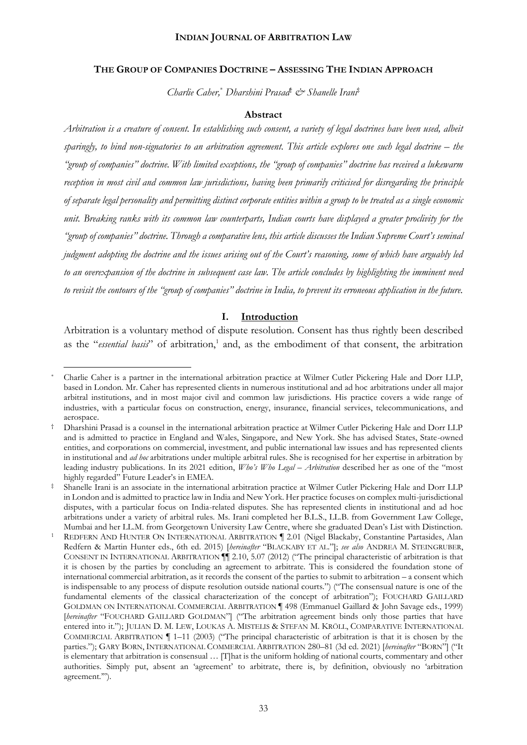# THE GROUP OF COMPANIES DOCTRINE – ASSESSING THE INDIAN APPROACH

*Charlie Caher,[*] Dharshini Prasad[†] & Shanelle Irani[‡]*

## Abstract

*Arbitration is a creature of consent. In establishing such consent, a variety of legal doctrines have been used, albeit sparingly, to bind non-signatories to an arbitration agreement. This article explores one such legal doctrine – the "group of companies" doctrine. With limited exceptions, the "group of companies" doctrine has received a lukewarm reception in most civil and common law jurisdictions, having been primarily criticised for disregarding the principle of separate legal personality and permitting distinct corporate entities within a group to be treated as a single economic unit. Breaking ranks with its common law counterparts, Indian courts have displayed a greater proclivity for the "group of companies" doctrine. Through a comparative lens, this article discusses the Indian Supreme Court's seminal judgment adopting the doctrine and the issues arising out of the Court's reasoning, some of which have arguably led to an overexpansion of the doctrine in subsequent case law. The article concludes by highlighting the imminent need to revisit the contours of the "group of companies" doctrine in India, to prevent its erroneous application in the future.*

## I. Introduction

Arbitration is a voluntary method of dispute resolution. Consent has thus rightly been described as the "*essential basis*" of arbitration,[1] and, as the embodiment of that consent, the arbitration

---

[*] Charlie Caher is a partner in the international arbitration practice at Wilmer Cutler Pickering Hale and Dorr LLP, based in London. Mr. Caher has represented clients in numerous institutional and ad hoc arbitrations under all major arbitral institutions, and in most major civil and common law jurisdictions. His practice covers a wide range of industries, with a particular focus on construction, energy, insurance, financial services, telecommunications, and aerospace.

[†] Dharshini Prasad is a counsel in the international arbitration practice at Wilmer Cutler Pickering Hale and Dorr LLP and is admitted to practice in England and Wales, Singapore, and New York. She has advised States, State-owned entities, and corporations on commercial, investment, and public international law issues and has represented clients in institutional and *ad hoc* arbitrations under multiple arbitral rules. She is recognised for her expertise in arbitration by leading industry publications. In its 2021 edition, *Who's Who Legal – Arbitration* described her as one of the "most highly regarded" Future Leader's in EMEA.

[‡] Shanelle Irani is an associate in the international arbitration practice at Wilmer Cutler Pickering Hale and Dorr LLP in London and is admitted to practice law in India and New York. Her practice focuses on complex multi-jurisdictional disputes, with a particular focus on India-related disputes. She has represented clients in institutional and ad hoc arbitrations under a variety of arbitral rules. Ms. Irani completed her B.L.S., LL.B. from Government Law College, Mumbai and her LL.M. from Georgetown University Law Centre, where she graduated Dean's List with Distinction.

[1] REDFERN AND HUNTER ON INTERNATIONAL ARBITRATION ¶ 2.01 (Nigel Blackaby, Constantine Partasides, Alan Redfern & Martin Hunter eds., 6th ed. 2015) [*hereinafter* "BLACKABY ET AL."]; *see also* ANDREA M. STEINGRUBER, CONSENT IN INTERNATIONAL ARBITRATION ¶¶ 2.10, 5.07 (2012) ("The principal characteristic of arbitration is that it is chosen by the parties by concluding an agreement to arbitrate. This is considered the foundation stone of international commercial arbitration, as it records the consent of the parties to submit to arbitration – a consent which is indispensable to any process of dispute resolution outside national courts.") ("The consensual nature is one of the fundamental elements of the classical characterization of the concept of arbitration"); FOUCHARD GAILLARD GOLDMAN ON INTERNATIONAL COMMERCIAL ARBITRATION ¶ 498 (Emmanuel Gaillard & John Savage eds., 1999) [*hereinafter* "FOUCHARD GAILLARD GOLDMAN"] ("The arbitration agreement binds only those parties that have entered into it."); JULIAN D. M. LEW, LOUKAS A. MISTELIS & STEFAN M. KRÖLL, COMPARATIVE INTERNATIONAL COMMERCIAL ARBITRATION ¶ 1–11 (2003) ("The principal characteristic of arbitration is that it is chosen by the parties."); GARY BORN, INTERNATIONAL COMMERCIAL ARBITRATION 280–81 (3d ed. 2021) [*hereinafter* "BORN"] ("It is elementary that arbitration is consensual … [T]hat is the uniform holding of national courts, commentary and other authorities. Simply put, absent an 'agreement' to arbitrate, there is, by definition, obviously no 'arbitration agreement.'").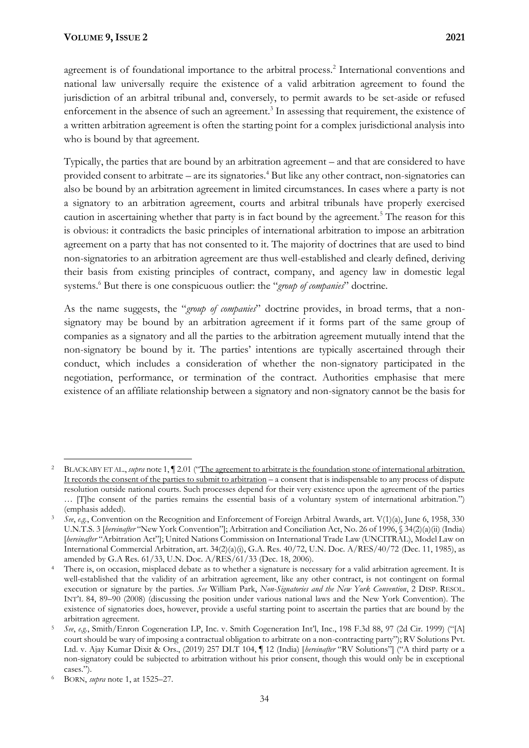agreement is of foundational importance to the arbitral process.[2] International conventions and national law universally require the existence of a valid arbitration agreement to found the jurisdiction of an arbitral tribunal and, conversely, to permit awards to be set-aside or refused enforcement in the absence of such an agreement.[3] In assessing that requirement, the existence of a written arbitration agreement is often the starting point for a complex jurisdictional analysis into who is bound by that agreement.

Typically, the parties that are bound by an arbitration agreement – and that are considered to have provided consent to arbitrate – are its signatories.[4] But like any other contract, non-signatories can also be bound by an arbitration agreement in limited circumstances. In cases where a party is not a signatory to an arbitration agreement, courts and arbitral tribunals have properly exercised caution in ascertaining whether that party is in fact bound by the agreement.[5] The reason for this is obvious: it contradicts the basic principles of international arbitration to impose an arbitration agreement on a party that has not consented to it. The majority of doctrines that are used to bind non-signatories to an arbitration agreement are thus well-established and clearly defined, deriving their basis from existing principles of contract, company, and agency law in domestic legal systems.[6] But there is one conspicuous outlier: the "*group of companies*" doctrine.

As the name suggests, the "*group of companies*" doctrine provides, in broad terms, that a non-signatory may be bound by an arbitration agreement if it forms part of the same group of companies as a signatory and all the parties to the arbitration agreement mutually intend that the non-signatory be bound by it. The parties' intentions are typically ascertained through their conduct, which includes a consideration of whether the non-signatory participated in the negotiation, performance, or termination of the contract. Authorities emphasise that mere existence of an affiliate relationship between a signatory and non-signatory cannot be the basis for

---

[2] BLACKABY ET AL., *supra* note 1, ¶ 2.01 ("The agreement to arbitrate is the foundation stone of international arbitration. It records the consent of the parties to submit to arbitration – a consent that is indispensable to any process of dispute resolution outside national courts. Such processes depend for their very existence upon the agreement of the parties … [T]he consent of the parties remains the essential basis of a voluntary system of international arbitration.") (emphasis added).

[3] *See*, *e.g.*, Convention on the Recognition and Enforcement of Foreign Arbitral Awards, art. V(1)(a), June 6, 1958, 330 U.N.T.S. 3 [*hereinafter* "New York Convention"]; Arbitration and Conciliation Act, No. 26 of 1996, § 34(2)(a)(ii) (India) [*hereinafter* "Arbitration Act"]; United Nations Commission on International Trade Law (UNCITRAL), Model Law on International Commercial Arbitration, art. 34(2)(a)(i), G.A. Res. 40/72, U.N. Doc. A/RES/40/72 (Dec. 11, 1985), as amended by G.A Res. 61/33, U.N. Doc. A/RES/61/33 (Dec. 18, 2006).

[4] There is, on occasion, misplaced debate as to whether a signature is necessary for a valid arbitration agreement. It is well-established that the validity of an arbitration agreement, like any other contract, is not contingent on formal execution or signature by the parties. *See* William Park, *Non-Signatories and the New York Convention*, 2 DISP. RESOL. INT'L 84, 89–90 (2008) (discussing the position under various national laws and the New York Convention). The existence of signatories does, however, provide a useful starting point to ascertain the parties that are bound by the arbitration agreement.

[5] *See*, *e.g.*, Smith/Enron Cogeneration LP, Inc. v. Smith Cogeneration Int'l, Inc., 198 F.3d 88, 97 (2d Cir. 1999) ("[A] court should be wary of imposing a contractual obligation to arbitrate on a non-contracting party"); RV Solutions Pvt. Ltd. v. Ajay Kumar Dixit & Ors., (2019) 257 DLT 104, ¶ 12 (India) [*hereinafter* "RV Solutions"] ("A third party or a non-signatory could be subjected to arbitration without his prior consent, though this would only be in exceptional cases.").

[6] BORN, *supra* note 1, at 1525–27.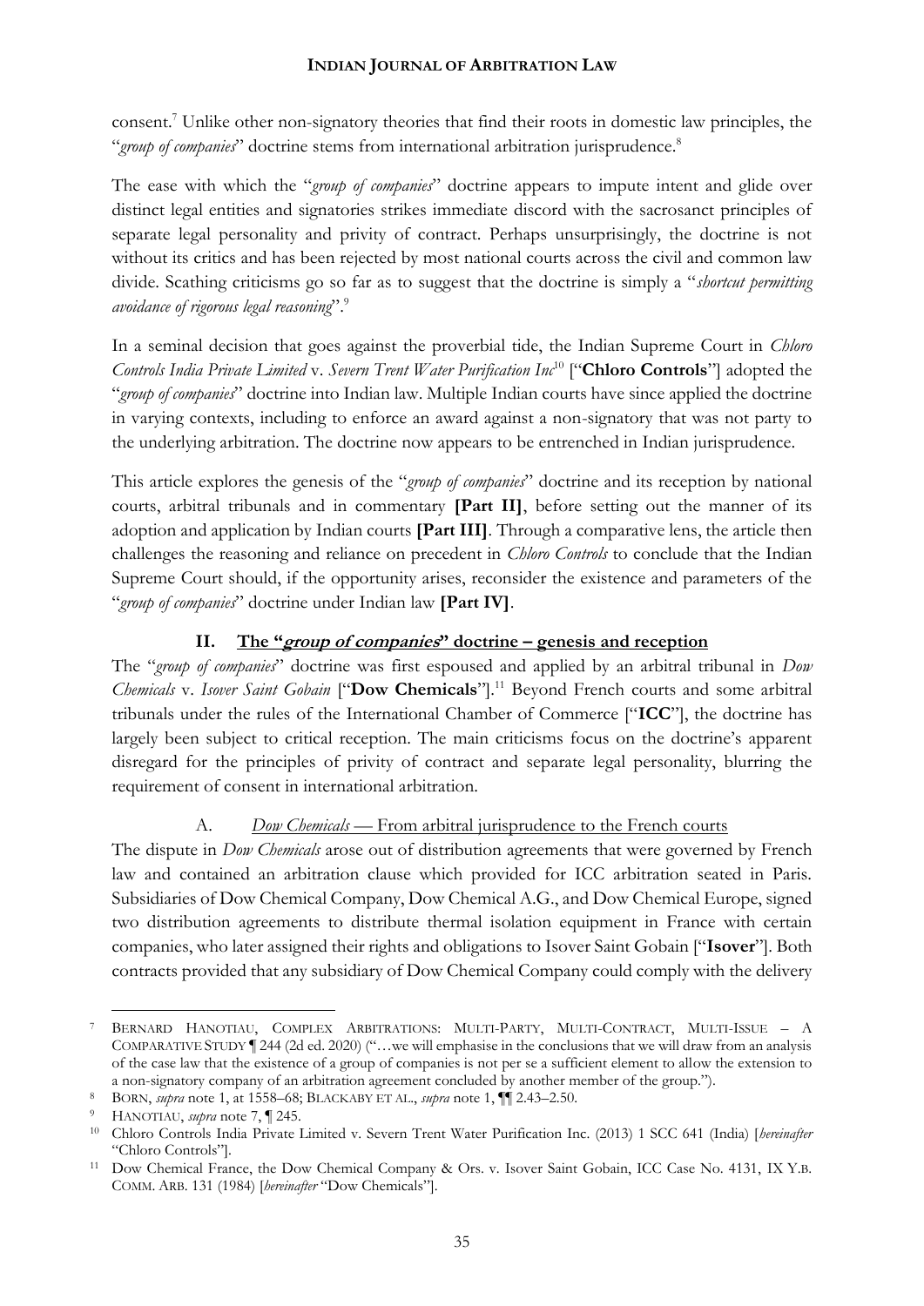consent.[7] Unlike other non-signatory theories that find their roots in domestic law principles, the "*group of companies*" doctrine stems from international arbitration jurisprudence.[8]

The ease with which the "*group of companies*" doctrine appears to impute intent and glide over distinct legal entities and signatories strikes immediate discord with the sacrosanct principles of separate legal personality and privity of contract. Perhaps unsurprisingly, the doctrine is not without its critics and has been rejected by most national courts across the civil and common law divide. Scathing criticisms go so far as to suggest that the doctrine is simply a "*shortcut permitting avoidance of rigorous legal reasoning*".[9]

In a seminal decision that goes against the proverbial tide, the Indian Supreme Court in *Chloro Controls India Private Limited* v. *Severn Trent Water Purification Inc*[10] ["**Chloro Controls**"] adopted the "*group of companies*" doctrine into Indian law. Multiple Indian courts have since applied the doctrine in varying contexts, including to enforce an award against a non-signatory that was not party to the underlying arbitration. The doctrine now appears to be entrenched in Indian jurisprudence.

This article explores the genesis of the "*group of companies*" doctrine and its reception by national courts, arbitral tribunals and in commentary **[Part II]**, before setting out the manner of its adoption and application by Indian courts **[Part III]**. Through a comparative lens, the article then challenges the reasoning and reliance on precedent in *Chloro Controls* to conclude that the Indian Supreme Court should, if the opportunity arises, reconsider the existence and parameters of the "*group of companies*" doctrine under Indian law **[Part IV]**.

## II. The "*group of companies*" doctrine – genesis and reception

The "*group of companies*" doctrine was first espoused and applied by an arbitral tribunal in *Dow Chemicals* v. *Isover Saint Gobain* ["**Dow Chemicals**"].[11] Beyond French courts and some arbitral tribunals under the rules of the International Chamber of Commerce ["**ICC**"], the doctrine has largely been subject to critical reception. The main criticisms focus on the doctrine's apparent disregard for the principles of privity of contract and separate legal personality, blurring the requirement of consent in international arbitration.

### A. *Dow Chemicals* — From arbitral jurisprudence to the French courts

The dispute in *Dow Chemicals* arose out of distribution agreements that were governed by French law and contained an arbitration clause which provided for ICC arbitration seated in Paris. Subsidiaries of Dow Chemical Company, Dow Chemical A.G., and Dow Chemical Europe, signed two distribution agreements to distribute thermal isolation equipment in France with certain companies, who later assigned their rights and obligations to Isover Saint Gobain ["**Isover**"]. Both contracts provided that any subsidiary of Dow Chemical Company could comply with the delivery

---

[7] BERNARD HANOTIAU, COMPLEX ARBITRATIONS: MULTI-PARTY, MULTI-CONTRACT, MULTI-ISSUE – A COMPARATIVE STUDY ¶ 244 (2d ed. 2020) ("…we will emphasise in the conclusions that we will draw from an analysis of the case law that the existence of a group of companies is not per se a sufficient element to allow the extension to a non-signatory company of an arbitration agreement concluded by another member of the group.").

[8] BORN, *supra* note 1, at 1558–68; BLACKABY ET AL., *supra* note 1, ¶¶ 2.43–2.50.

[9] HANOTIAU, *supra* note 7, ¶ 245.

[10] Chloro Controls India Private Limited v. Severn Trent Water Purification Inc. (2013) 1 SCC 641 (India) [*hereinafter* "Chloro Controls"].

[11] Dow Chemical France, the Dow Chemical Company & Ors. v. Isover Saint Gobain, ICC Case No. 4131, IX Y.B. COMM. ARB. 131 (1984) [*hereinafter* "Dow Chemicals"].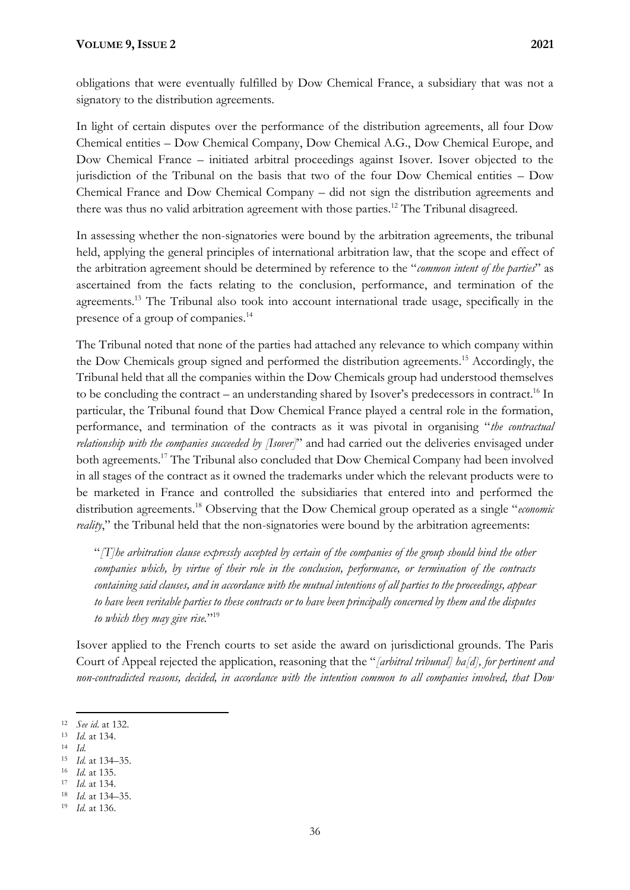obligations that were eventually fulfilled by Dow Chemical France, a subsidiary that was not a signatory to the distribution agreements.

In light of certain disputes over the performance of the distribution agreements, all four Dow Chemical entities – Dow Chemical Company, Dow Chemical A.G., Dow Chemical Europe, and Dow Chemical France – initiated arbitral proceedings against Isover. Isover objected to the jurisdiction of the Tribunal on the basis that two of the four Dow Chemical entities – Dow Chemical France and Dow Chemical Company – did not sign the distribution agreements and there was thus no valid arbitration agreement with those parties.[12] The Tribunal disagreed.

In assessing whether the non-signatories were bound by the arbitration agreements, the tribunal held, applying the general principles of international arbitration law, that the scope and effect of the arbitration agreement should be determined by reference to the "*common intent of the parties*" as ascertained from the facts relating to the conclusion, performance, and termination of the agreements.[13] The Tribunal also took into account international trade usage, specifically in the presence of a group of companies.[14]

The Tribunal noted that none of the parties had attached any relevance to which company within the Dow Chemicals group signed and performed the distribution agreements.[15] Accordingly, the Tribunal held that all the companies within the Dow Chemicals group had understood themselves to be concluding the contract – an understanding shared by Isover's predecessors in contract.[16] In particular, the Tribunal found that Dow Chemical France played a central role in the formation, performance, and termination of the contracts as it was pivotal in organising "*the contractual relationship with the companies succeeded by [Isover]*" and had carried out the deliveries envisaged under both agreements.[17] The Tribunal also concluded that Dow Chemical Company had been involved in all stages of the contract as it owned the trademarks under which the relevant products were to be marketed in France and controlled the subsidiaries that entered into and performed the distribution agreements.[18] Observing that the Dow Chemical group operated as a single "*economic reality*," the Tribunal held that the non-signatories were bound by the arbitration agreements:

> "*[T]he arbitration clause expressly accepted by certain of the companies of the group should bind the other companies which, by virtue of their role in the conclusion, performance, or termination of the contracts containing said clauses, and in accordance with the mutual intentions of all parties to the proceedings, appear to have been veritable parties to these contracts or to have been principally concerned by them and the disputes to which they may give rise.*"[19]

Isover applied to the French courts to set aside the award on jurisdictional grounds. The Paris Court of Appeal rejected the application, reasoning that the "*[arbitral tribunal] ha[d], for pertinent and non-contradicted reasons, decided, in accordance with the intention common to all companies involved, that Dow*

---

[12] *See id.* at 132.
[13] *Id.* at 134.
[14] *Id.*
[15] *Id.* at 134–35.
[16] *Id.* at 135.
[17] *Id.* at 134.
[18] *Id.* at 134–35.
[19] *Id.* at 136.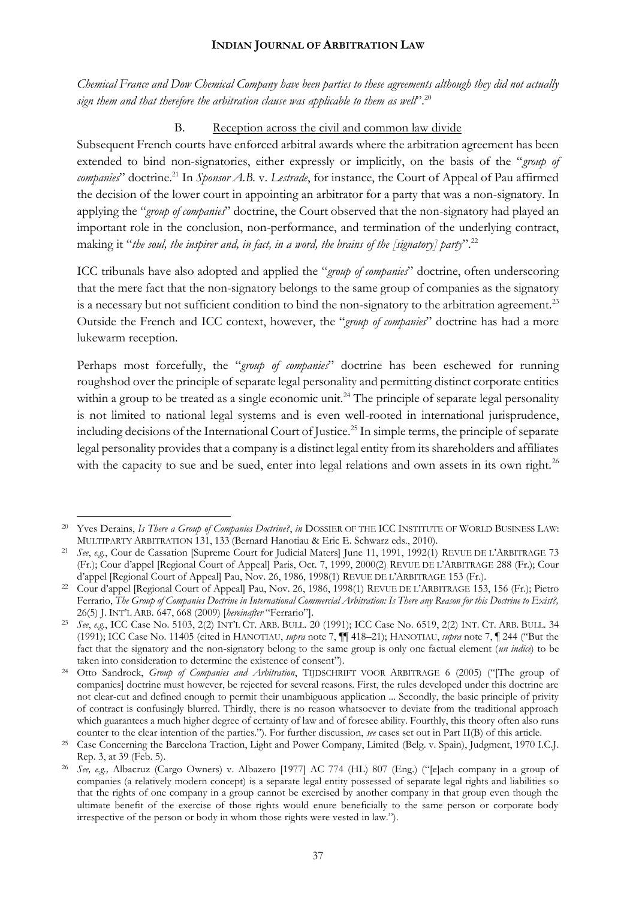*Chemical France and Dow Chemical Company have been parties to these agreements although they did not actually sign them and that therefore the arbitration clause was applicable to them as well*".[20]

### B. Reception across the civil and common law divide

Subsequent French courts have enforced arbitral awards where the arbitration agreement has been extended to bind non-signatories, either expressly or implicitly, on the basis of the "*group of companies*" doctrine.[21] In *Sponsor A.B.* v. *Lestrade*, for instance, the Court of Appeal of Pau affirmed the decision of the lower court in appointing an arbitrator for a party that was a non-signatory. In applying the "*group of companies*" doctrine, the Court observed that the non-signatory had played an important role in the conclusion, non-performance, and termination of the underlying contract, making it "*the soul, the inspirer and, in fact, in a word, the brains of the [signatory] party*".[22]

ICC tribunals have also adopted and applied the "*group of companies*" doctrine, often underscoring that the mere fact that the non-signatory belongs to the same group of companies as the signatory is a necessary but not sufficient condition to bind the non-signatory to the arbitration agreement.[23] Outside the French and ICC context, however, the "*group of companies*" doctrine has had a more lukewarm reception.

Perhaps most forcefully, the "*group of companies*" doctrine has been eschewed for running roughshod over the principle of separate legal personality and permitting distinct corporate entities within a group to be treated as a single economic unit.[24] The principle of separate legal personality is not limited to national legal systems and is even well-rooted in international jurisprudence, including decisions of the International Court of Justice.[25] In simple terms, the principle of separate legal personality provides that a company is a distinct legal entity from its shareholders and affiliates with the capacity to sue and be sued, enter into legal relations and own assets in its own right.[26]

---

[20] Yves Derains, *Is There a Group of Companies Doctrine?*, *in* DOSSIER OF THE ICC INSTITUTE OF WORLD BUSINESS LAW: MULTIPARTY ARBITRATION 131, 133 (Bernard Hanotiau & Eric E. Schwarz eds., 2010).

[21] *See*, *e.g.*, Cour de Cassation [Supreme Court for Judicial Maters] June 11, 1991, 1992(1) REVUE DE L'ARBITRAGE 73 (Fr.); Cour d'appel [Regional Court of Appeal] Paris, Oct. 7, 1999, 2000(2) REVUE DE L'ARBITRAGE 288 (Fr.); Cour d'appel [Regional Court of Appeal] Pau, Nov. 26, 1986, 1998(1) REVUE DE L'ARBITRAGE 153 (Fr.).

[22] Cour d'appel [Regional Court of Appeal] Pau, Nov. 26, 1986, 1998(1) REVUE DE L'ARBITRAGE 153, 156 (Fr.); Pietro Ferrario, *The Group of Companies Doctrine in International Commercial Arbitration: Is There any Reason for this Doctrine to Exist?,* 26(5) J. INT'L ARB. 647, 668 (2009) [*hereinafter* "Ferrario"].

[23] *See*, *e.g.*, ICC Case No. 5103, 2(2) INT'L CT. ARB. BULL. 20 (1991); ICC Case No. 6519, 2(2) INT. CT. ARB. BULL. 34 (1991); ICC Case No. 11405 (cited in HANOTIAU, *supra* note 7, ¶¶ 418–21); HANOTIAU, *supra* note 7, ¶ 244 ("But the fact that the signatory and the non-signatory belong to the same group is only one factual element (*un indice*) to be taken into consideration to determine the existence of consent").

[24] Otto Sandrock, *Group of Companies and Arbitration*, TIJDSCHRIFT VOOR ARBITRAGE 6 (2005) ("[The group of companies] doctrine must however, be rejected for several reasons. First, the rules developed under this doctrine are not clear-cut and defined enough to permit their unambiguous application ... Secondly, the basic principle of privity of contract is confusingly blurred. Thirdly, there is no reason whatsoever to deviate from the traditional approach which guarantees a much higher degree of certainty of law and of foresee ability. Fourthly, this theory often also runs counter to the clear intention of the parties."). For further discussion, *see* cases set out in Part II(B) of this article.

[25] Case Concerning the Barcelona Traction, Light and Power Company, Limited (Belg. v. Spain), Judgment, 1970 I.C.J. Rep. 3, at 39 (Feb. 5).

[26] *See, e.g.,* Albacruz (Cargo Owners) v. Albazero [1977] AC 774 (HL) 807 (Eng.) ("[e]ach company in a group of companies (a relatively modern concept) is a separate legal entity possessed of separate legal rights and liabilities so that the rights of one company in a group cannot be exercised by another company in that group even though the ultimate benefit of the exercise of those rights would enure beneficially to the same person or corporate body irrespective of the person or body in whom those rights were vested in law.").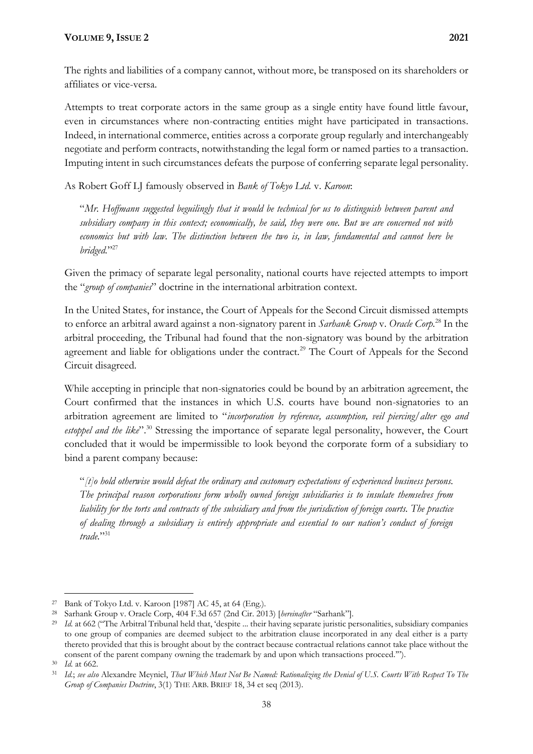The rights and liabilities of a company cannot, without more, be transposed on its shareholders or affiliates or vice-versa.

Attempts to treat corporate actors in the same group as a single entity have found little favour, even in circumstances where non-contracting entities might have participated in transactions. Indeed, in international commerce, entities across a corporate group regularly and interchangeably negotiate and perform contracts, notwithstanding the legal form or named parties to a transaction. Imputing intent in such circumstances defeats the purpose of conferring separate legal personality.

As Robert Goff LJ famously observed in *Bank of Tokyo Ltd.* v. *Karoon*:

> "*Mr. Hoffmann suggested beguilingly that it would be technical for us to distinguish between parent and subsidiary company in this context; economically, he said, they were one. But we are concerned not with economics but with law. The distinction between the two is, in law, fundamental and cannot here be bridged.*"[27]

Given the primacy of separate legal personality, national courts have rejected attempts to import the "*group of companies*" doctrine in the international arbitration context.

In the United States, for instance, the Court of Appeals for the Second Circuit dismissed attempts to enforce an arbitral award against a non-signatory parent in *Sarhank Group* v. *Oracle Corp.*[28] In the arbitral proceeding, the Tribunal had found that the non-signatory was bound by the arbitration agreement and liable for obligations under the contract.[29] The Court of Appeals for the Second Circuit disagreed.

While accepting in principle that non-signatories could be bound by an arbitration agreement, the Court confirmed that the instances in which U.S. courts have bound non-signatories to an arbitration agreement are limited to "*incorporation by reference, assumption, veil piercing/alter ego and estoppel and the like*".[30] Stressing the importance of separate legal personality, however, the Court concluded that it would be impermissible to look beyond the corporate form of a subsidiary to bind a parent company because:

> "*[t]o hold otherwise would defeat the ordinary and customary expectations of experienced business persons. The principal reason corporations form wholly owned foreign subsidiaries is to insulate themselves from liability for the torts and contracts of the subsidiary and from the jurisdiction of foreign courts. The practice of dealing through a subsidiary is entirely appropriate and essential to our nation's conduct of foreign trade.*"[31]

---

[27] Bank of Tokyo Ltd. v. Karoon [1987] AC 45, at 64 (Eng.).

[28] Sarhank Group v. Oracle Corp, 404 F.3d 657 (2nd Cir. 2013) [*hereinafter* "Sarhank"].

[29] *Id.* at 662 ("The Arbitral Tribunal held that, 'despite ... their having separate juristic personalities, subsidiary companies to one group of companies are deemed subject to the arbitration clause incorporated in any deal either is a party thereto provided that this is brought about by the contract because contractual relations cannot take place without the consent of the parent company owning the trademark by and upon which transactions proceed.'").

[30] *Id.* at 662.

[31] *Id.*; *see also* Alexandre Meyniel, *That Which Must Not Be Named: Rationalizing the Denial of U.S. Courts With Respect To The Group of Companies Doctrine*, 3(1) THE ARB. BRIEF 18, 34 et seq (2013).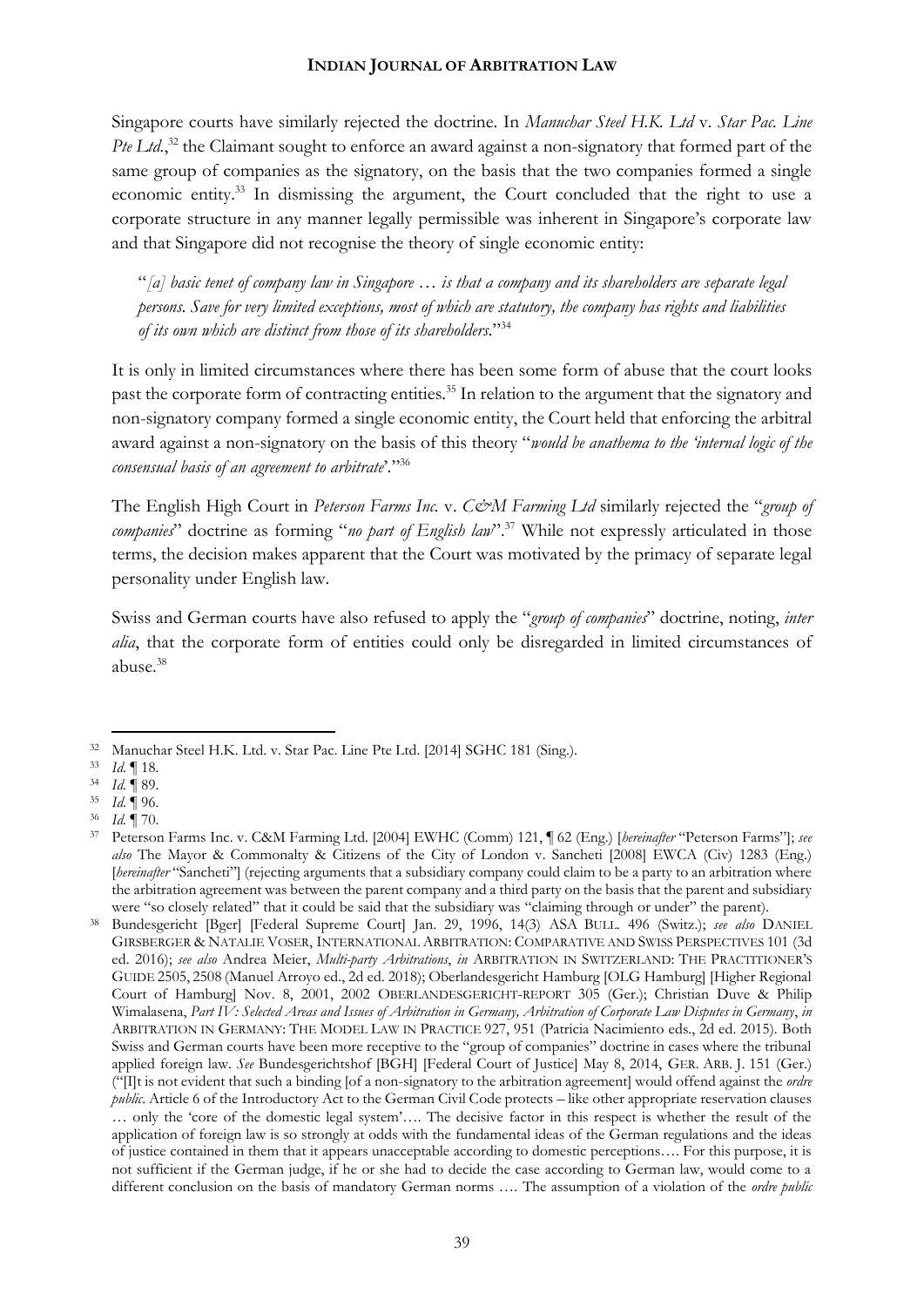Singapore courts have similarly rejected the doctrine. In *Manuchar Steel H.K. Ltd* v. *Star Pac. Line Pte Ltd.*,[32] the Claimant sought to enforce an award against a non-signatory that formed part of the same group of companies as the signatory, on the basis that the two companies formed a single economic entity.[33] In dismissing the argument, the Court concluded that the right to use a corporate structure in any manner legally permissible was inherent in Singapore's corporate law and that Singapore did not recognise the theory of single economic entity:

> "*[a] basic tenet of company law in Singapore … is that a company and its shareholders are separate legal persons. Save for very limited exceptions, most of which are statutory, the company has rights and liabilities of its own which are distinct from those of its shareholders.*"[34]

It is only in limited circumstances where there has been some form of abuse that the court looks past the corporate form of contracting entities.[35] In relation to the argument that the signatory and non-signatory company formed a single economic entity, the Court held that enforcing the arbitral award against a non-signatory on the basis of this theory "*would be anathema to the 'internal logic of the consensual basis of an agreement to arbitrate*'."[36]

The English High Court in *Peterson Farms Inc.* v. *C&M Farming Ltd* similarly rejected the "*group of companies*" doctrine as forming "*no part of English law*".[37] While not expressly articulated in those terms, the decision makes apparent that the Court was motivated by the primacy of separate legal personality under English law.

Swiss and German courts have also refused to apply the "*group of companies*" doctrine, noting, *inter alia*, that the corporate form of entities could only be disregarded in limited circumstances of abuse.[38]

---

[32] Manuchar Steel H.K. Ltd. v. Star Pac. Line Pte Ltd. [2014] SGHC 181 (Sing.).

[33] *Id.* ¶ 18.

[34] *Id.* ¶ 89.

[35] *Id.* ¶ 96.

[36] *Id.* ¶ 70.

[37] Peterson Farms Inc. v. C&M Farming Ltd. [2004] EWHC (Comm) 121, ¶ 62 (Eng.) [*hereinafter* "Peterson Farms"]; *see also* The Mayor & Commonalty & Citizens of the City of London v. Sancheti [2008] EWCA (Civ) 1283 (Eng.) [*hereinafter* "Sancheti"] (rejecting arguments that a subsidiary company could claim to be a party to an arbitration where the arbitration agreement was between the parent company and a third party on the basis that the parent and subsidiary were "so closely related" that it could be said that the subsidiary was "claiming through or under" the parent).

[38] Bundesgericht [Bger] [Federal Supreme Court] Jan. 29, 1996, 14(3) ASA BULL. 496 (Switz.); *see also* DANIEL GIRSBERGER & NATALIE VOSER, INTERNATIONAL ARBITRATION: COMPARATIVE AND SWISS PERSPECTIVES 101 (3d ed. 2016); *see also* Andrea Meier, *Multi-party Arbitrations*, *in* ARBITRATION IN SWITZERLAND: THE PRACTITIONER'S GUIDE 2505, 2508 (Manuel Arroyo ed., 2d ed. 2018); Oberlandesgericht Hamburg [OLG Hamburg] [Higher Regional Court of Hamburg] Nov. 8, 2001, 2002 OBERLANDESGERICHT-REPORT 305 (Ger.); Christian Duve & Philip Wimalasena, *Part IV: Selected Areas and Issues of Arbitration in Germany, Arbitration of Corporate Law Disputes in Germany*, *in* ARBITRATION IN GERMANY: THE MODEL LAW IN PRACTICE 927, 951 (Patricia Nacimiento eds., 2d ed. 2015). Both Swiss and German courts have been more receptive to the "group of companies" doctrine in cases where the tribunal applied foreign law. *See* Bundesgerichtshof [BGH] [Federal Court of Justice] May 8, 2014, GER. ARB. J. 151 (Ger.) ("[I]t is not evident that such a binding [of a non-signatory to the arbitration agreement] would offend against the *ordre public*. Article 6 of the Introductory Act to the German Civil Code protects – like other appropriate reservation clauses … only the 'core of the domestic legal system'…. The decisive factor in this respect is whether the result of the application of foreign law is so strongly at odds with the fundamental ideas of the German regulations and the ideas of justice contained in them that it appears unacceptable according to domestic perceptions…. For this purpose, it is not sufficient if the German judge, if he or she had to decide the case according to German law, would come to a different conclusion on the basis of mandatory German norms …. The assumption of a violation of the *ordre public*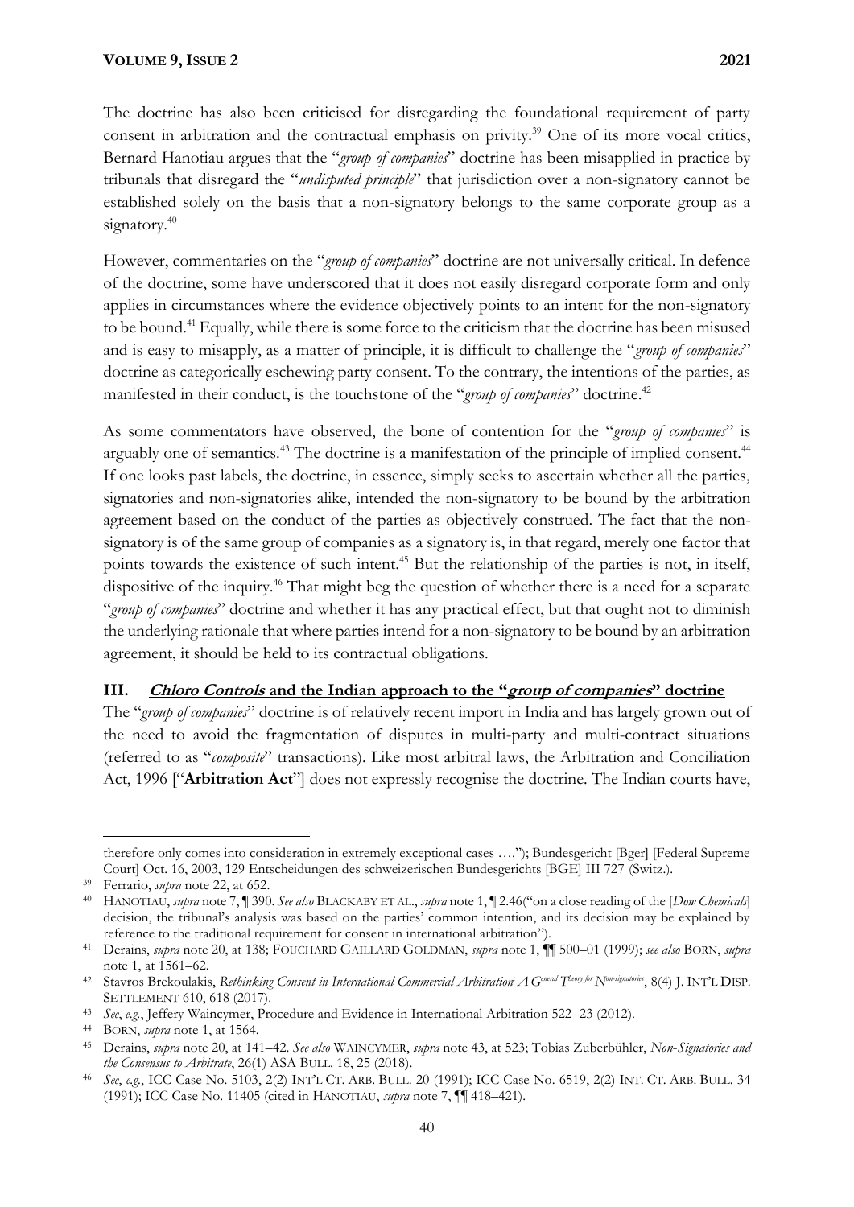The doctrine has also been criticised for disregarding the foundational requirement of party consent in arbitration and the contractual emphasis on privity.[39] One of its more vocal critics, Bernard Hanotiau argues that the "*group of companies*" doctrine has been misapplied in practice by tribunals that disregard the "*undisputed principle*" that jurisdiction over a non-signatory cannot be established solely on the basis that a non-signatory belongs to the same corporate group as a signatory.[40]

However, commentaries on the "*group of companies*" doctrine are not universally critical. In defence of the doctrine, some have underscored that it does not easily disregard corporate form and only applies in circumstances where the evidence objectively points to an intent for the non-signatory to be bound.[41] Equally, while there is some force to the criticism that the doctrine has been misused and is easy to misapply, as a matter of principle, it is difficult to challenge the "*group of companies*" doctrine as categorically eschewing party consent. To the contrary, the intentions of the parties, as manifested in their conduct, is the touchstone of the "*group of companies*" doctrine.[42]

As some commentators have observed, the bone of contention for the "*group of companies*" is arguably one of semantics.[43] The doctrine is a manifestation of the principle of implied consent.[44] If one looks past labels, the doctrine, in essence, simply seeks to ascertain whether all the parties, signatories and non-signatories alike, intended the non-signatory to be bound by the arbitration agreement based on the conduct of the parties as objectively construed. The fact that the non-signatory is of the same group of companies as a signatory is, in that regard, merely one factor that points towards the existence of such intent.[45] But the relationship of the parties is not, in itself, dispositive of the inquiry.[46] That might beg the question of whether there is a need for a separate "*group of companies*" doctrine and whether it has any practical effect, but that ought not to diminish the underlying rationale that where parties intend for a non-signatory to be bound by an arbitration agreement, it should be held to its contractual obligations.

## III. *Chloro Controls* and the Indian approach to the "*group of companies*" doctrine

The "*group of companies*" doctrine is of relatively recent import in India and has largely grown out of the need to avoid the fragmentation of disputes in multi-party and multi-contract situations (referred to as "*composite*" transactions). Like most arbitral laws, the Arbitration and Conciliation Act, 1996 ["**Arbitration Act**"] does not expressly recognise the doctrine. The Indian courts have,

---

therefore only comes into consideration in extremely exceptional cases …."); Bundesgericht [Bger] [Federal Supreme Court] Oct. 16, 2003, 129 Entscheidungen des schweizerischen Bundesgerichts [BGE] III 727 (Switz.).

[39] Ferrario, *supra* note 22, at 652.

[40] HANOTIAU, *supra* note 7, ¶ 390. *See also* BLACKABY ET AL., *supra* note 1, ¶ 2.46("on a close reading of the [*Dow Chemicals*] decision, the tribunal's analysis was based on the parties' common intention, and its decision may be explained by reference to the traditional requirement for consent in international arbitration").

[41] Derains, *supra* note 20, at 138; FOUCHARD GAILLARD GOLDMAN, *supra* note 1, ¶¶ 500–01 (1999); *see also* BORN, *supra* note 1, at 1561–62.

[42] Stavros Brekoulakis, *Rethinking Consent in International Commercial Arbitration: A General Theory for Non-signatories*, 8(4) J. INT'L DISP. SETTLEMENT 610, 618 (2017).

[43] *See*, *e.g.*, Jeffery Waincymer, Procedure and Evidence in International Arbitration 522–23 (2012).

[44] BORN, *supra* note 1, at 1564.

[45] Derains, *supra* note 20, at 141–42. *See also* WAINCYMER, *supra* note 43, at 523; Tobias Zuberbühler, *Non-Signatories and the Consensus to Arbitrate*, 26(1) ASA BULL. 18, 25 (2018).

[46] *See*, *e.g.*, ICC Case No. 5103, 2(2) INT'L CT. ARB. BULL. 20 (1991); ICC Case No. 6519, 2(2) INT. CT. ARB. BULL. 34 (1991); ICC Case No. 11405 (cited in HANOTIAU, *supra* note 7, ¶¶ 418–421).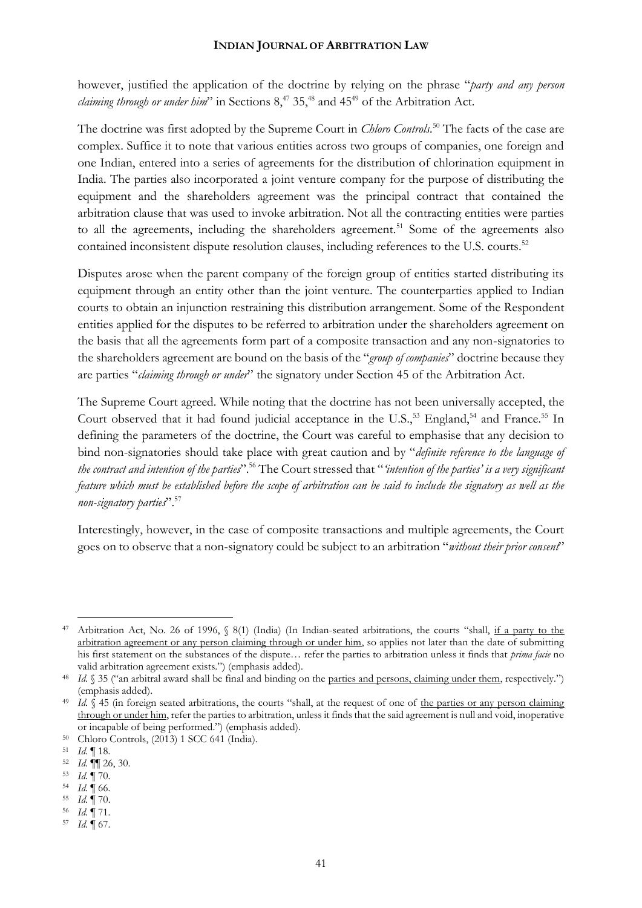however, justified the application of the doctrine by relying on the phrase "*party and any person claiming through or under him*" in Sections 8,[47] 35,[48] and 45[49] of the Arbitration Act.

The doctrine was first adopted by the Supreme Court in *Chloro Controls*.[50] The facts of the case are complex. Suffice it to note that various entities across two groups of companies, one foreign and one Indian, entered into a series of agreements for the distribution of chlorination equipment in India. The parties also incorporated a joint venture company for the purpose of distributing the equipment and the shareholders agreement was the principal contract that contained the arbitration clause that was used to invoke arbitration. Not all the contracting entities were parties to all the agreements, including the shareholders agreement.[51] Some of the agreements also contained inconsistent dispute resolution clauses, including references to the U.S. courts.[52]

Disputes arose when the parent company of the foreign group of entities started distributing its equipment through an entity other than the joint venture. The counterparties applied to Indian courts to obtain an injunction restraining this distribution arrangement. Some of the Respondent entities applied for the disputes to be referred to arbitration under the shareholders agreement on the basis that all the agreements form part of a composite transaction and any non-signatories to the shareholders agreement are bound on the basis of the "*group of companies*" doctrine because they are parties "*claiming through or under*" the signatory under Section 45 of the Arbitration Act.

The Supreme Court agreed. While noting that the doctrine has not been universally accepted, the Court observed that it had found judicial acceptance in the U.S.,[53] England,[54] and France.[55] In defining the parameters of the doctrine, the Court was careful to emphasise that any decision to bind non-signatories should take place with great caution and by "*definite reference to the language of the contract and intention of the parties*".[56] The Court stressed that "*'intention of the parties' is a very significant feature which must be established before the scope of arbitration can be said to include the signatory as well as the non-signatory parties*".[57]

Interestingly, however, in the case of composite transactions and multiple agreements, the Court goes on to observe that a non-signatory could be subject to an arbitration "*without their prior consent*"

---

[47] Arbitration Act, No. 26 of 1996, § 8(1) (India) (In Indian-seated arbitrations, the courts "shall, if a party to the arbitration agreement or any person claiming through or under him, so applies not later than the date of submitting his first statement on the substances of the dispute… refer the parties to arbitration unless it finds that *prima facie* no valid arbitration agreement exists.") (emphasis added).

[48] *Id.* § 35 ("an arbitral award shall be final and binding on the parties and persons, claiming under them, respectively.") (emphasis added).

[49] *Id.* § 45 (in foreign seated arbitrations, the courts "shall, at the request of one of the parties or any person claiming through or under him, refer the parties to arbitration, unless it finds that the said agreement is null and void, inoperative or incapable of being performed.") (emphasis added).

[50] Chloro Controls, (2013) 1 SCC 641 (India).

[51] *Id.* ¶ 18.

[52] *Id.* ¶¶ 26, 30.

[53] *Id.* ¶ 70.

[54] *Id.* ¶ 66.

[55] *Id.* ¶ 70.

[56] *Id.* ¶ 71.

[57] *Id.* ¶ 67.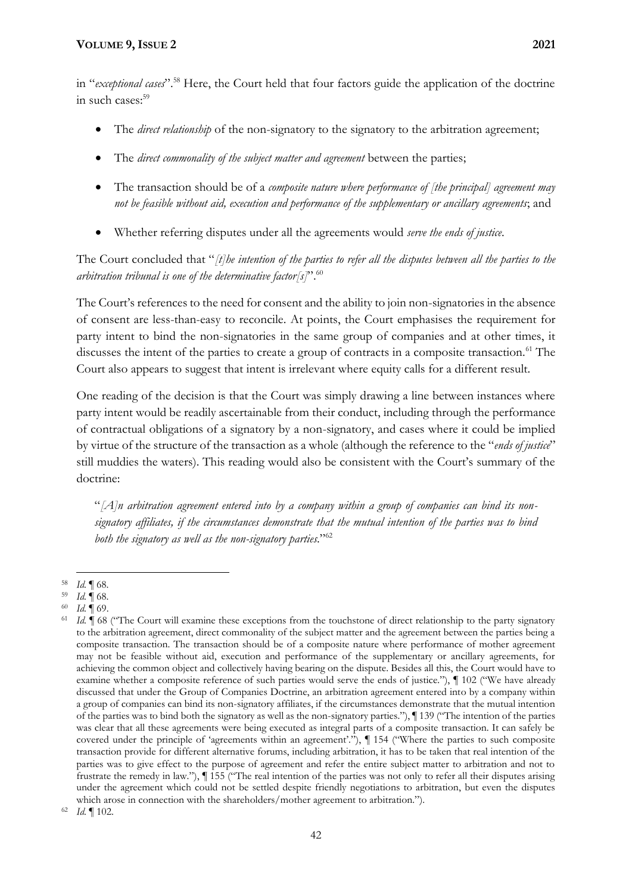in "*exceptional cases*".[58] Here, the Court held that four factors guide the application of the doctrine in such cases:[59]

- The *direct relationship* of the non-signatory to the signatory to the arbitration agreement;
- The *direct commonality of the subject matter and agreement* between the parties;
- The transaction should be of a *composite nature where performance of [the principal] agreement may not be feasible without aid, execution and performance of the supplementary or ancillary agreements*; and
- Whether referring disputes under all the agreements would *serve the ends of justice*.

The Court concluded that "*[t]he intention of the parties to refer all the disputes between all the parties to the arbitration tribunal is one of the determinative factor[s]*".[60]

The Court's references to the need for consent and the ability to join non-signatories in the absence of consent are less-than-easy to reconcile. At points, the Court emphasises the requirement for party intent to bind the non-signatories in the same group of companies and at other times, it discusses the intent of the parties to create a group of contracts in a composite transaction.[61] The Court also appears to suggest that intent is irrelevant where equity calls for a different result.

One reading of the decision is that the Court was simply drawing a line between instances where party intent would be readily ascertainable from their conduct, including through the performance of contractual obligations of a signatory by a non-signatory, and cases where it could be implied by virtue of the structure of the transaction as a whole (although the reference to the "*ends of justice*" still muddies the waters). This reading would also be consistent with the Court's summary of the doctrine:

> "*[A]n arbitration agreement entered into by a company within a group of companies can bind its non-signatory affiliates, if the circumstances demonstrate that the mutual intention of the parties was to bind both the signatory as well as the non-signatory parties*."[62]

---

[58] *Id.* ¶ 68.

[59] *Id.* ¶ 68.

[60] *Id.* ¶ 69.

[61] *Id.* ¶ 68 ("The Court will examine these exceptions from the touchstone of direct relationship to the party signatory to the arbitration agreement, direct commonality of the subject matter and the agreement between the parties being a composite transaction. The transaction should be of a composite nature where performance of mother agreement may not be feasible without aid, execution and performance of the supplementary or ancillary agreements, for achieving the common object and collectively having bearing on the dispute. Besides all this, the Court would have to examine whether a composite reference of such parties would serve the ends of justice."), ¶ 102 ("We have already discussed that under the Group of Companies Doctrine, an arbitration agreement entered into by a company within a group of companies can bind its non-signatory affiliates, if the circumstances demonstrate that the mutual intention of the parties was to bind both the signatory as well as the non-signatory parties."), ¶ 139 ("The intention of the parties was clear that all these agreements were being executed as integral parts of a composite transaction. It can safely be covered under the principle of 'agreements within an agreement'."), ¶ 154 ("Where the parties to such composite transaction provide for different alternative forums, including arbitration, it has to be taken that real intention of the parties was to give effect to the purpose of agreement and refer the entire subject matter to arbitration and not to frustrate the remedy in law."), ¶ 155 ("The real intention of the parties was not only to refer all their disputes arising under the agreement which could not be settled despite friendly negotiations to arbitration, but even the disputes which arose in connection with the shareholders/mother agreement to arbitration.").

[62] *Id.* ¶ 102.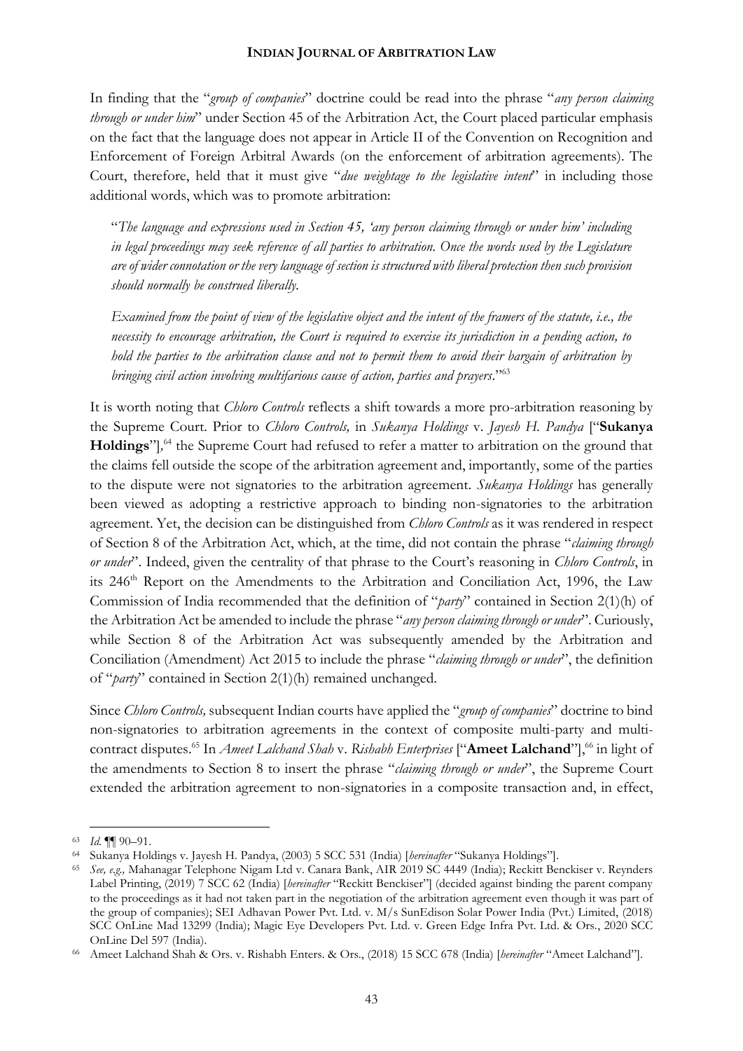In finding that the "*group of companies*" doctrine could be read into the phrase "*any person claiming through or under him*" under Section 45 of the Arbitration Act, the Court placed particular emphasis on the fact that the language does not appear in Article II of the Convention on Recognition and Enforcement of Foreign Arbitral Awards (on the enforcement of arbitration agreements). The Court, therefore, held that it must give "*due weightage to the legislative intent*" in including those additional words, which was to promote arbitration:

> "*The language and expressions used in Section 45, 'any person claiming through or under him' including in legal proceedings may seek reference of all parties to arbitration. Once the words used by the Legislature are of wider connotation or the very language of section is structured with liberal protection then such provision should normally be construed liberally.*
>
> *Examined from the point of view of the legislative object and the intent of the framers of the statute, i.e., the necessity to encourage arbitration, the Court is required to exercise its jurisdiction in a pending action, to hold the parties to the arbitration clause and not to permit them to avoid their bargain of arbitration by bringing civil action involving multifarious cause of action, parties and prayers*."[63]

It is worth noting that *Chloro Controls* reflects a shift towards a more pro-arbitration reasoning by the Supreme Court. Prior to *Chloro Controls,* in *Sukanya Holdings* v. *Jayesh H. Pandya* ["**Sukanya Holdings**"],[64] the Supreme Court had refused to refer a matter to arbitration on the ground that the claims fell outside the scope of the arbitration agreement and, importantly, some of the parties to the dispute were not signatories to the arbitration agreement. *Sukanya Holdings* has generally been viewed as adopting a restrictive approach to binding non-signatories to the arbitration agreement. Yet, the decision can be distinguished from *Chloro Controls* as it was rendered in respect of Section 8 of the Arbitration Act, which, at the time, did not contain the phrase "*claiming through or under*". Indeed, given the centrality of that phrase to the Court's reasoning in *Chloro Controls*, in its 246th Report on the Amendments to the Arbitration and Conciliation Act, 1996, the Law Commission of India recommended that the definition of "*party*" contained in Section 2(1)(h) of the Arbitration Act be amended to include the phrase "*any person claiming through or under*". Curiously, while Section 8 of the Arbitration Act was subsequently amended by the Arbitration and Conciliation (Amendment) Act 2015 to include the phrase "*claiming through or under*", the definition of "*party*" contained in Section 2(1)(h) remained unchanged.

Since *Chloro Controls,* subsequent Indian courts have applied the "*group of companies*" doctrine to bind non-signatories to arbitration agreements in the context of composite multi-party and multi-contract disputes.[65] In *Ameet Lalchand Shah* v. *Rishabh Enterprises* ["**Ameet Lalchand**"],[66] in light of the amendments to Section 8 to insert the phrase "*claiming through or under*", the Supreme Court extended the arbitration agreement to non-signatories in a composite transaction and, in effect,

---

[63] *Id.* ¶¶ 90–91.

[64] Sukanya Holdings v. Jayesh H. Pandya, (2003) 5 SCC 531 (India) [*hereinafter* "Sukanya Holdings"].

[65] *See, e.g.,* Mahanagar Telephone Nigam Ltd v. Canara Bank, AIR 2019 SC 4449 (India); Reckitt Benckiser v. Reynders Label Printing, (2019) 7 SCC 62 (India) [*hereinafter* "Reckitt Benckiser"] (decided against binding the parent company to the proceedings as it had not taken part in the negotiation of the arbitration agreement even though it was part of the group of companies); SEI Adhavan Power Pvt. Ltd. v. M/s SunEdison Solar Power India (Pvt.) Limited, (2018) SCC OnLine Mad 13299 (India); Magic Eye Developers Pvt. Ltd. v. Green Edge Infra Pvt. Ltd. & Ors., 2020 SCC OnLine Del 597 (India).

[66] Ameet Lalchand Shah & Ors. v. Rishabh Enters. & Ors., (2018) 15 SCC 678 (India) [*hereinafter* "Ameet Lalchand"].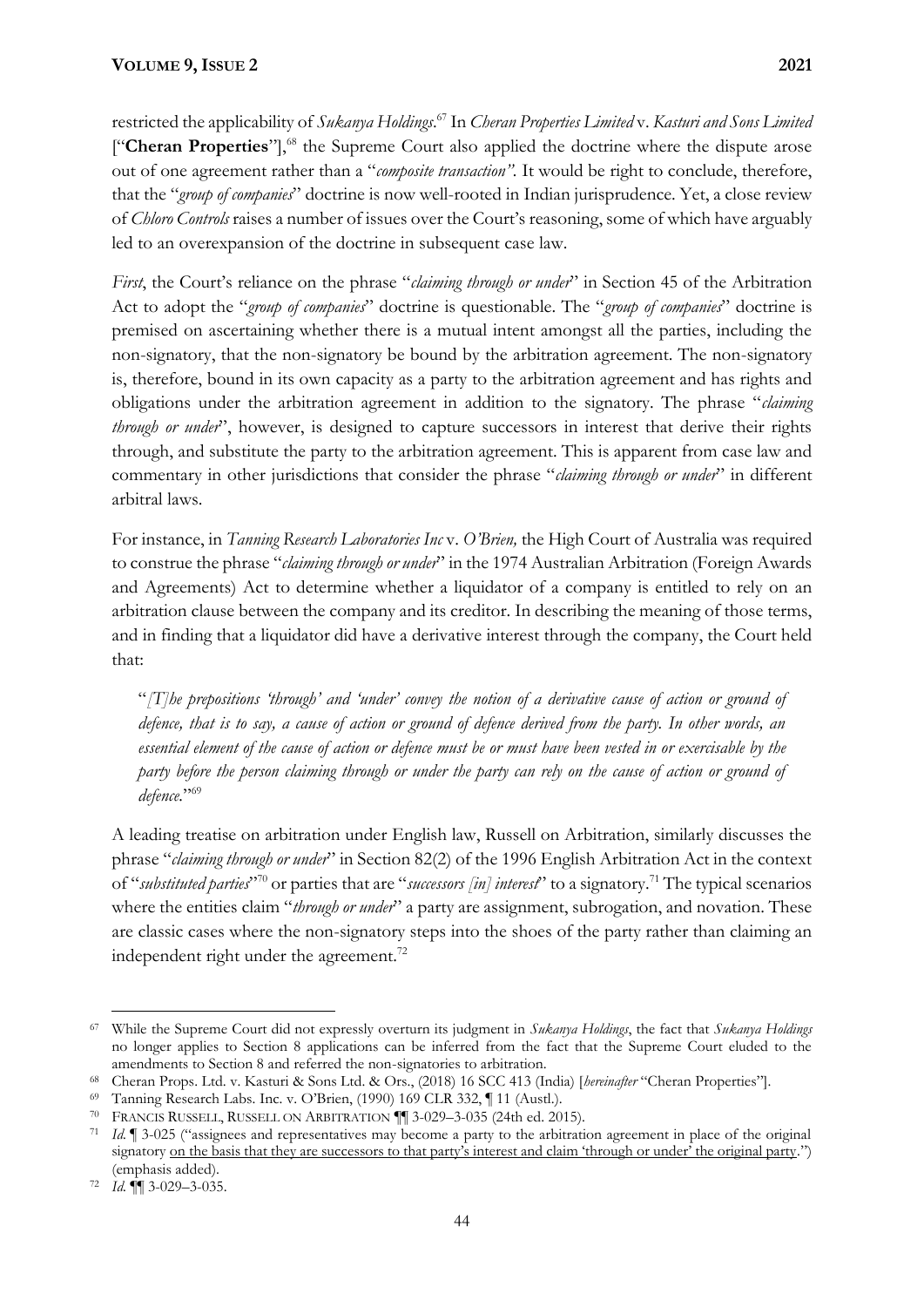restricted the applicability of *Sukanya Holdings*.[67] In *Cheran Properties Limited* v. *Kasturi and Sons Limited* ["**Cheran Properties**"],[68] the Supreme Court also applied the doctrine where the dispute arose out of one agreement rather than a "*composite transaction"*. It would be right to conclude, therefore, that the "*group of companies*" doctrine is now well-rooted in Indian jurisprudence. Yet, a close review of *Chloro Controls* raises a number of issues over the Court's reasoning, some of which have arguably led to an overexpansion of the doctrine in subsequent case law.

*First*, the Court's reliance on the phrase "*claiming through or under*" in Section 45 of the Arbitration Act to adopt the "*group of companies*" doctrine is questionable. The "*group of companies*" doctrine is premised on ascertaining whether there is a mutual intent amongst all the parties, including the non-signatory, that the non-signatory be bound by the arbitration agreement. The non-signatory is, therefore, bound in its own capacity as a party to the arbitration agreement and has rights and obligations under the arbitration agreement in addition to the signatory. The phrase "*claiming through or under*", however, is designed to capture successors in interest that derive their rights through, and substitute the party to the arbitration agreement. This is apparent from case law and commentary in other jurisdictions that consider the phrase "*claiming through or under*" in different arbitral laws.

For instance, in *Tanning Research Laboratories Inc* v. *O'Brien,* the High Court of Australia was required to construe the phrase "*claiming through or under*" in the 1974 Australian Arbitration (Foreign Awards and Agreements) Act to determine whether a liquidator of a company is entitled to rely on an arbitration clause between the company and its creditor. In describing the meaning of those terms, and in finding that a liquidator did have a derivative interest through the company, the Court held that:

> "*[T]he prepositions 'through' and 'under' convey the notion of a derivative cause of action or ground of defence, that is to say, a cause of action or ground of defence derived from the party. In other words, an essential element of the cause of action or defence must be or must have been vested in or exercisable by the party before the person claiming through or under the party can rely on the cause of action or ground of defence.*"[69]

A leading treatise on arbitration under English law, Russell on Arbitration, similarly discusses the phrase "*claiming through or under*" in Section 82(2) of the 1996 English Arbitration Act in the context of "*substituted parties*"[70] or parties that are "*successors [in] interest*" to a signatory.[71] The typical scenarios where the entities claim "*through or under*" a party are assignment, subrogation, and novation. These are classic cases where the non-signatory steps into the shoes of the party rather than claiming an independent right under the agreement.[72]

---

[67] While the Supreme Court did not expressly overturn its judgment in *Sukanya Holdings*, the fact that *Sukanya Holdings* no longer applies to Section 8 applications can be inferred from the fact that the Supreme Court eluded to the amendments to Section 8 and referred the non-signatories to arbitration.

[68] Cheran Props. Ltd. v. Kasturi & Sons Ltd. & Ors., (2018) 16 SCC 413 (India) [*hereinafter* "Cheran Properties"].

[69] Tanning Research Labs. Inc. v. O'Brien, (1990) 169 CLR 332, ¶ 11 (Austl.).

[70] FRANCIS RUSSELL, RUSSELL ON ARBITRATION ¶¶ 3-029–3-035 (24th ed. 2015).

[71] *Id.* ¶ 3-025 ("assignees and representatives may become a party to the arbitration agreement in place of the original signatory <u>on the basis that they are successors to that party's interest and claim 'through or under' the original party</u>.") (emphasis added).

[72] *Id.* ¶¶ 3-029–3-035.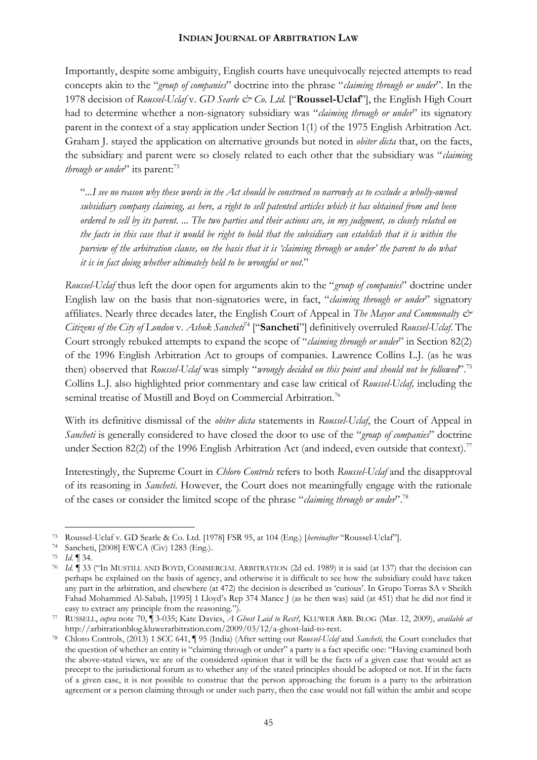Importantly, despite some ambiguity, English courts have unequivocally rejected attempts to read concepts akin to the "*group of companies*" doctrine into the phrase "*claiming through or under*". In the 1978 decision of *Roussel-Uclaf* v. *GD Searle & Co. Ltd.* ["**Roussel-Uclaf**"], the English High Court had to determine whether a non-signatory subsidiary was "*claiming through or under*" its signatory parent in the context of a stay application under Section 1(1) of the 1975 English Arbitration Act. Graham J. stayed the application on alternative grounds but noted in *obiter dicta* that, on the facts, the subsidiary and parent were so closely related to each other that the subsidiary was "*claiming through or under*" its parent:[73]

> "*...I see no reason why these words in the Act should be construed so narrowly as to exclude a wholly-owned subsidiary company claiming, as here, a right to sell patented articles which it has obtained from and been ordered to sell by its parent. ... The two parties and their actions are, in my judgment, so closely related on the facts in this case that it would be right to hold that the subsidiary can establish that it is within the purview of the arbitration clause, on the basis that it is 'claiming through or under' the parent to do what it is in fact doing whether ultimately held to be wrongful or not.*"

*Roussel-Uclaf* thus left the door open for arguments akin to the "*group of companies*" doctrine under English law on the basis that non-signatories were, in fact, "*claiming through or under*" signatory affiliates. Nearly three decades later, the English Court of Appeal in *The Mayor and Commonalty & Citizens of the City of London* v. *Ashok Sancheti*[74] ["**Sancheti**"] definitively overruled *Roussel-Uclaf*. The Court strongly rebuked attempts to expand the scope of "*claiming through or under*" in Section 82(2) of the 1996 English Arbitration Act to groups of companies. Lawrence Collins L.J. (as he was then) observed that *Roussel-Uclaf* was simply "*wrongly decided on this point and should not be followed*".[75] Collins L.J. also highlighted prior commentary and case law critical of *Roussel-Uclaf,* including the seminal treatise of Mustill and Boyd on Commercial Arbitration.[76]

With its definitive dismissal of the *obiter dicta* statements in *Roussel-Uclaf*, the Court of Appeal in *Sancheti* is generally considered to have closed the door to use of the "*group of companies*" doctrine under Section 82(2) of the 1996 English Arbitration Act (and indeed, even outside that context).[77]

Interestingly, the Supreme Court in *Chloro Controls* refers to both *Roussel-Uclaf* and the disapproval of its reasoning in *Sancheti*. However, the Court does not meaningfully engage with the rationale of the cases or consider the limited scope of the phrase "*claiming through or under*".[78]

---

[73] Roussel-Uclaf v. GD Searle & Co. Ltd. [1978] FSR 95, at 104 (Eng.) [*hereinafter* "Roussel-Uclaf"].

[74] Sancheti, [2008] EWCA (Civ) 1283 (Eng.).

[75] *Id.* ¶ 34.

[76] *Id.* ¶ 33 ("In MUSTILL AND BOYD, COMMERCIAL ARBITRATION (2d ed. 1989) it is said (at 137) that the decision can perhaps be explained on the basis of agency, and otherwise it is difficult to see how the subsidiary could have taken any part in the arbitration, and elsewhere (at 472) the decision is described as 'curious'. In Grupo Torras SA v Sheikh Fahad Mohammed Al-Sabah*,* [1995] 1 Lloyd's Rep 374 Mance J (as he then was) said (at 451) that he did not find it easy to extract any principle from the reasoning.").

[77] RUSSELL, *supra* note 70, ¶ 3-035; Kate Davies, *A Ghost Laid to Rest?,* KLUWER ARB. BLOG (Mar. 12, 2009), *available at* http://arbitrationblog.kluwerarbitration.com/2009/03/12/a-ghost-laid-to-rest.

[78] Chloro Controls, (2013) 1 SCC 641, ¶ 95 (India) (After setting out *Roussel-Uclaf* and *Sancheti,* the Court concludes that the question of whether an entity is "claiming through or under" a party is a fact specific one: "Having examined both the above-stated views, we are of the considered opinion that it will be the facts of a given case that would act as precept to the jurisdictional forum as to whether any of the stated principles should be adopted or not. If in the facts of a given case, it is not possible to construe that the person approaching the forum is a party to the arbitration agreement or a person claiming through or under such party, then the case would not fall within the ambit and scope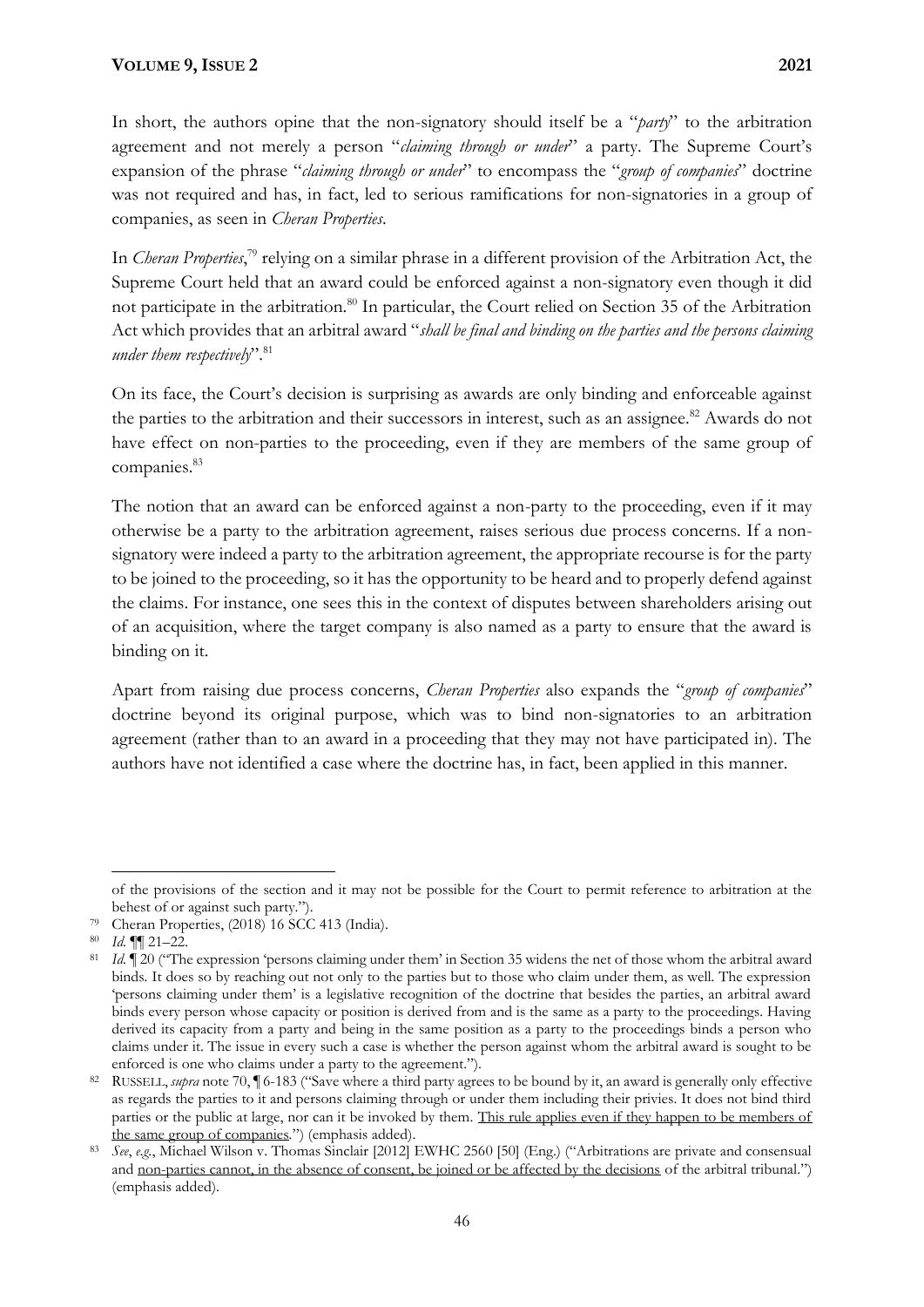In short, the authors opine that the non-signatory should itself be a "*party*" to the arbitration agreement and not merely a person "*claiming through or under*" a party. The Supreme Court's expansion of the phrase "*claiming through or under*" to encompass the "*group of companies*" doctrine was not required and has, in fact, led to serious ramifications for non-signatories in a group of companies, as seen in *Cheran Properties*.

In *Cheran Properties*,[79] relying on a similar phrase in a different provision of the Arbitration Act, the Supreme Court held that an award could be enforced against a non-signatory even though it did not participate in the arbitration.[80] In particular, the Court relied on Section 35 of the Arbitration Act which provides that an arbitral award "*shall be final and binding on the parties and the persons claiming under them respectively*".[81]

On its face, the Court's decision is surprising as awards are only binding and enforceable against the parties to the arbitration and their successors in interest, such as an assignee.[82] Awards do not have effect on non-parties to the proceeding, even if they are members of the same group of companies.[83]

The notion that an award can be enforced against a non-party to the proceeding, even if it may otherwise be a party to the arbitration agreement, raises serious due process concerns. If a non-signatory were indeed a party to the arbitration agreement, the appropriate recourse is for the party to be joined to the proceeding, so it has the opportunity to be heard and to properly defend against the claims. For instance, one sees this in the context of disputes between shareholders arising out of an acquisition, where the target company is also named as a party to ensure that the award is binding on it.

Apart from raising due process concerns, *Cheran Properties* also expands the "*group of companies*" doctrine beyond its original purpose, which was to bind non-signatories to an arbitration agreement (rather than to an award in a proceeding that they may not have participated in). The authors have not identified a case where the doctrine has, in fact, been applied in this manner.

---

of the provisions of the section and it may not be possible for the Court to permit reference to arbitration at the behest of or against such party.").

[79] Cheran Properties, (2018) 16 SCC 413 (India).

[80] *Id.* ¶¶ 21–22.

[81] *Id.* ¶ 20 ("The expression 'persons claiming under them' in Section 35 widens the net of those whom the arbitral award binds. It does so by reaching out not only to the parties but to those who claim under them, as well. The expression 'persons claiming under them' is a legislative recognition of the doctrine that besides the parties, an arbitral award binds every person whose capacity or position is derived from and is the same as a party to the proceedings. Having derived its capacity from a party and being in the same position as a party to the proceedings binds a person who claims under it. The issue in every such a case is whether the person against whom the arbitral award is sought to be enforced is one who claims under a party to the agreement.").

[82] RUSSELL, *supra* note 70, ¶ 6-183 ("Save where a third party agrees to be bound by it, an award is generally only effective as regards the parties to it and persons claiming through or under them including their privies. It does not bind third parties or the public at large, nor can it be invoked by them. <u>This rule applies even if they happen to be members of the same group of companies</u>.") (emphasis added).

[83] *See*, *e.g.*, Michael Wilson v. Thomas Sinclair [2012] EWHC 2560 [50] (Eng.) ("Arbitrations are private and consensual and <u>non-parties cannot, in the absence of consent, be joined or be affected by the decisions</u> of the arbitral tribunal.") (emphasis added).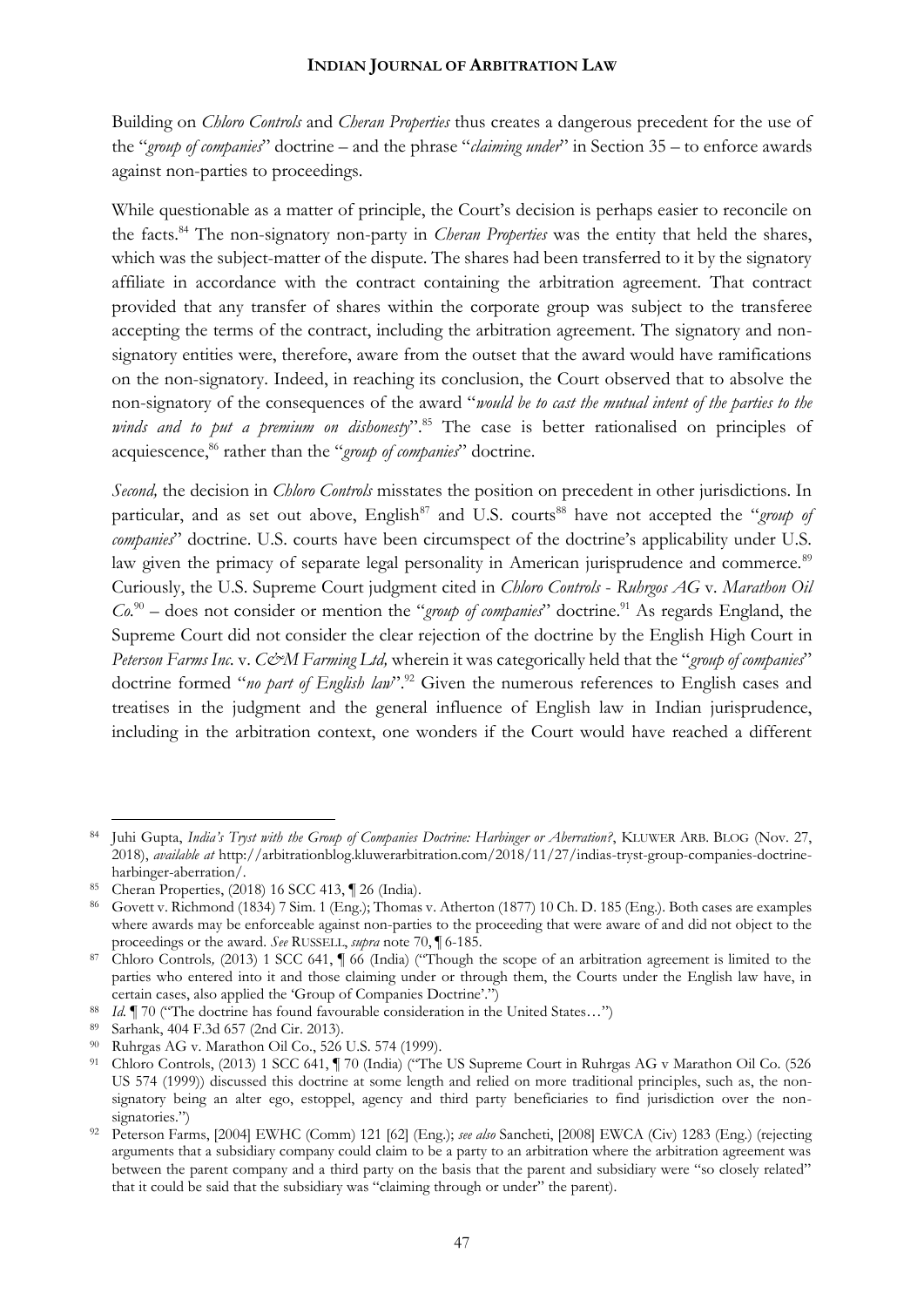Building on *Chloro Controls* and *Cheran Properties* thus creates a dangerous precedent for the use of the "*group of companies*" doctrine – and the phrase "*claiming under*" in Section 35 – to enforce awards against non-parties to proceedings.

While questionable as a matter of principle, the Court's decision is perhaps easier to reconcile on the facts.[84] The non-signatory non-party in *Cheran Properties* was the entity that held the shares, which was the subject-matter of the dispute. The shares had been transferred to it by the signatory affiliate in accordance with the contract containing the arbitration agreement. That contract provided that any transfer of shares within the corporate group was subject to the transferee accepting the terms of the contract, including the arbitration agreement. The signatory and non-signatory entities were, therefore, aware from the outset that the award would have ramifications on the non-signatory. Indeed, in reaching its conclusion, the Court observed that to absolve the non-signatory of the consequences of the award "*would be to cast the mutual intent of the parties to the winds and to put a premium on dishonesty*".[85] The case is better rationalised on principles of acquiescence,[86] rather than the "*group of companies*" doctrine.

*Second,* the decision in *Chloro Controls* misstates the position on precedent in other jurisdictions. In particular, and as set out above, English[87] and U.S. courts[88] have not accepted the "*group of companies*" doctrine. U.S. courts have been circumspect of the doctrine's applicability under U.S. law given the primacy of separate legal personality in American jurisprudence and commerce.[89] Curiously, the U.S. Supreme Court judgment cited in *Chloro Controls* - *Ruhrgos AG* v. *Marathon Oil Co.*[90] – does not consider or mention the "*group of companies*" doctrine.[91] As regards England, the Supreme Court did not consider the clear rejection of the doctrine by the English High Court in *Peterson Farms Inc.* v. *C&M Farming Ltd,* wherein it was categorically held that the "*group of companies*" doctrine formed "*no part of English law*".[92] Given the numerous references to English cases and treatises in the judgment and the general influence of English law in Indian jurisprudence, including in the arbitration context, one wonders if the Court would have reached a different

---

[84] Juhi Gupta, *India's Tryst with the Group of Companies Doctrine: Harbinger or Aberration?*, KLUWER ARB. BLOG (Nov. 27, 2018), *available at* http://arbitrationblog.kluwerarbitration.com/2018/11/27/indias-tryst-group-companies-doctrine-harbinger-aberration/.

[85] Cheran Properties, (2018) 16 SCC 413, ¶ 26 (India).

[86] Govett v. Richmond (1834) 7 Sim. 1 (Eng.); Thomas v. Atherton (1877) 10 Ch. D. 185 (Eng.). Both cases are examples where awards may be enforceable against non-parties to the proceeding that were aware of and did not object to the proceedings or the award. *See* RUSSELL, *supra* note 70, ¶ 6-185.

[87] Chloro Controls*,* (2013) 1 SCC 641, ¶ 66 (India) ("Though the scope of an arbitration agreement is limited to the parties who entered into it and those claiming under or through them, the Courts under the English law have, in certain cases, also applied the 'Group of Companies Doctrine'.")

[88] *Id.* ¶ 70 ("The doctrine has found favourable consideration in the United States…")

[89] Sarhank, 404 F.3d 657 (2nd Cir. 2013).

[90] Ruhrgas AG v. Marathon Oil Co., 526 U.S. 574 (1999).

[91] Chloro Controls, (2013) 1 SCC 641, ¶ 70 (India) ("The US Supreme Court in Ruhrgas AG v Marathon Oil Co. (526 US 574 (1999)) discussed this doctrine at some length and relied on more traditional principles, such as, the non-signatory being an alter ego, estoppel, agency and third party beneficiaries to find jurisdiction over the non-signatories.")

[92] Peterson Farms, [2004] EWHC (Comm) 121 [62] (Eng.); *see also* Sancheti, [2008] EWCA (Civ) 1283 (Eng.) (rejecting arguments that a subsidiary company could claim to be a party to an arbitration where the arbitration agreement was between the parent company and a third party on the basis that the parent and subsidiary were "so closely related" that it could be said that the subsidiary was "claiming through or under" the parent).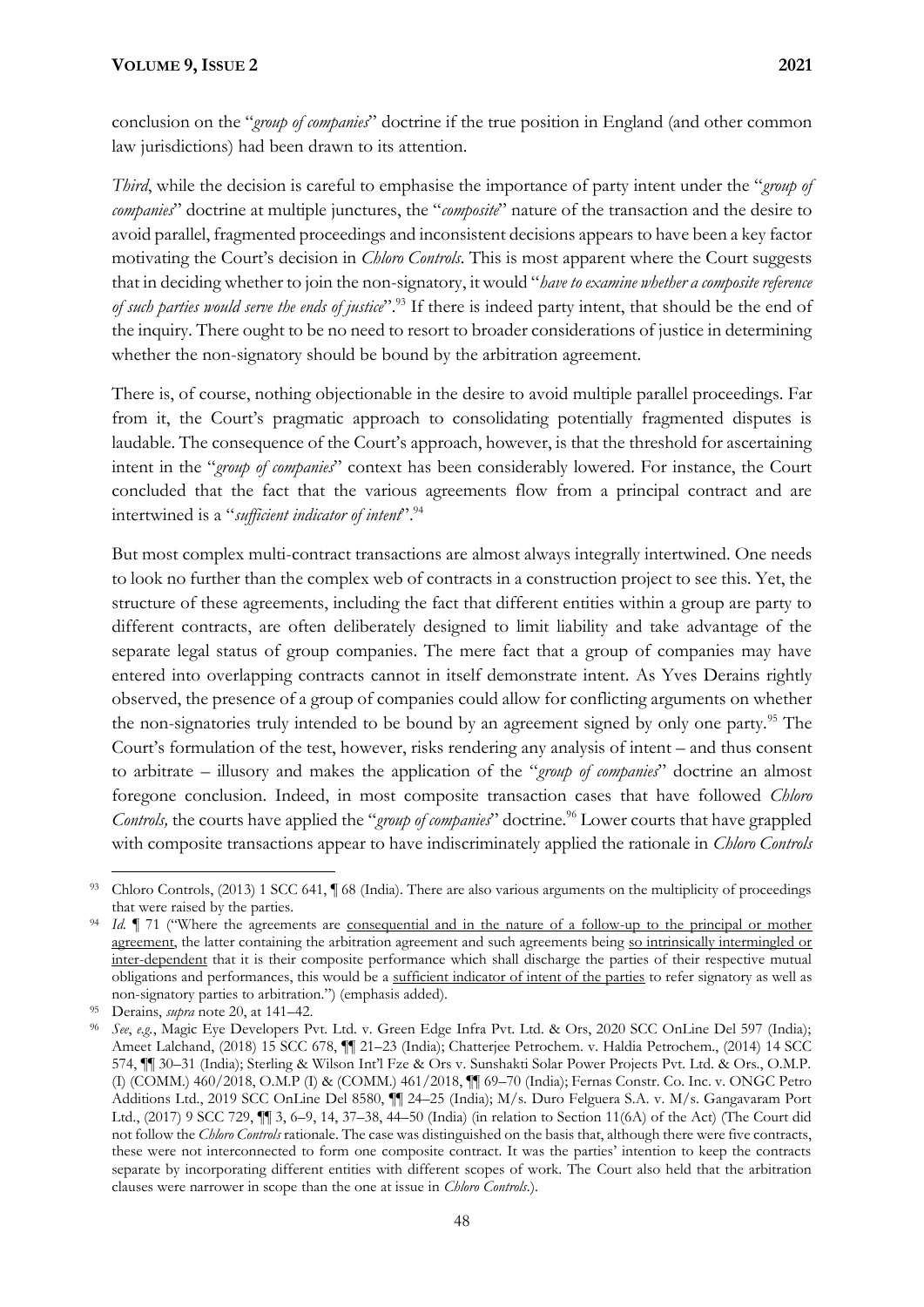conclusion on the "*group of companies*" doctrine if the true position in England (and other common law jurisdictions) had been drawn to its attention.

*Third*, while the decision is careful to emphasise the importance of party intent under the "*group of companies*" doctrine at multiple junctures, the "*composite*" nature of the transaction and the desire to avoid parallel, fragmented proceedings and inconsistent decisions appears to have been a key factor motivating the Court's decision in *Chloro Controls*. This is most apparent where the Court suggests that in deciding whether to join the non-signatory, it would "*have to examine whether a composite reference of such parties would serve the ends of justice*".[93] If there is indeed party intent, that should be the end of the inquiry. There ought to be no need to resort to broader considerations of justice in determining whether the non-signatory should be bound by the arbitration agreement.

There is, of course, nothing objectionable in the desire to avoid multiple parallel proceedings. Far from it, the Court's pragmatic approach to consolidating potentially fragmented disputes is laudable. The consequence of the Court's approach, however, is that the threshold for ascertaining intent in the "*group of companies*" context has been considerably lowered. For instance, the Court concluded that the fact that the various agreements flow from a principal contract and are intertwined is a "*sufficient indicator of intent*".[94]

But most complex multi-contract transactions are almost always integrally intertwined. One needs to look no further than the complex web of contracts in a construction project to see this. Yet, the structure of these agreements, including the fact that different entities within a group are party to different contracts, are often deliberately designed to limit liability and take advantage of the separate legal status of group companies. The mere fact that a group of companies may have entered into overlapping contracts cannot in itself demonstrate intent. As Yves Derains rightly observed, the presence of a group of companies could allow for conflicting arguments on whether the non-signatories truly intended to be bound by an agreement signed by only one party.[95] The Court's formulation of the test, however, risks rendering any analysis of intent – and thus consent to arbitrate – illusory and makes the application of the "*group of companies*" doctrine an almost foregone conclusion. Indeed, in most composite transaction cases that have followed *Chloro Controls,* the courts have applied the "*group of companies*" doctrine.[96] Lower courts that have grappled with composite transactions appear to have indiscriminately applied the rationale in *Chloro Controls*

---

[93] Chloro Controls, (2013) 1 SCC 641, ¶ 68 (India). There are also various arguments on the multiplicity of proceedings that were raised by the parties.

[94] *Id.* ¶ 71 ("Where the agreements are consequential and in the nature of a follow-up to the principal or mother agreement, the latter containing the arbitration agreement and such agreements being so intrinsically intermingled or inter-dependent that it is their composite performance which shall discharge the parties of their respective mutual obligations and performances, this would be a sufficient indicator of intent of the parties to refer signatory as well as non-signatory parties to arbitration.") (emphasis added).

[95] Derains, *supra* note 20, at 141–42.

[96] *See*, *e.g.*, Magic Eye Developers Pvt. Ltd. v. Green Edge Infra Pvt. Ltd. & Ors, 2020 SCC OnLine Del 597 (India); Ameet Lalchand, (2018) 15 SCC 678, ¶¶ 21–23 (India); Chatterjee Petrochem. v. Haldia Petrochem., (2014) 14 SCC 574, ¶¶ 30–31 (India); Sterling & Wilson Int'l Fze & Ors v. Sunshakti Solar Power Projects Pvt. Ltd. & Ors., O.M.P. (I) (COMM.) 460/2018, O.M.P (I) & (COMM.) 461/2018, ¶¶ 69–70 (India); Fernas Constr. Co. Inc. v. ONGC Petro Additions Ltd., 2019 SCC OnLine Del 8580, ¶¶ 24–25 (India); M/s. Duro Felguera S.A. v. M/s. Gangavaram Port Ltd., (2017) 9 SCC 729, ¶¶ 3, 6–9, 14, 37–38, 44–50 (India) (in relation to Section 11(6A) of the Act) (The Court did not follow the *Chloro Controls* rationale. The case was distinguished on the basis that, although there were five contracts, these were not interconnected to form one composite contract. It was the parties' intention to keep the contracts separate by incorporating different entities with different scopes of work. The Court also held that the arbitration clauses were narrower in scope than the one at issue in *Chloro Controls*.).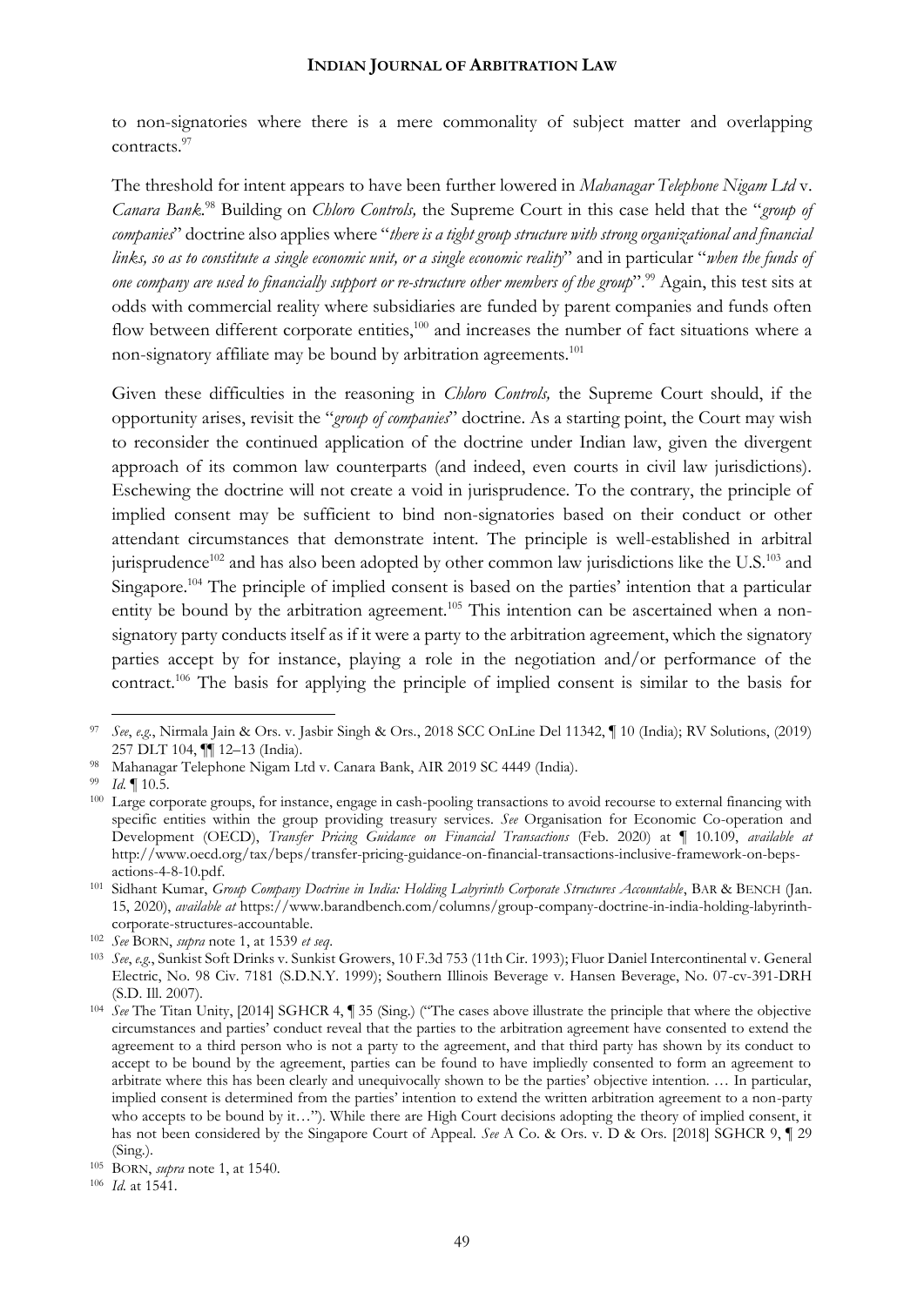to non-signatories where there is a mere commonality of subject matter and overlapping contracts.[97]

The threshold for intent appears to have been further lowered in *Mahanagar Telephone Nigam Ltd* v. *Canara Bank*.[98] Building on *Chloro Controls,* the Supreme Court in this case held that the "*group of companies*" doctrine also applies where "*there is a tight group structure with strong organizational and financial links, so as to constitute a single economic unit, or a single economic reality*" and in particular "*when the funds of one company are used to financially support or re-structure other members of the group*".[99] Again, this test sits at odds with commercial reality where subsidiaries are funded by parent companies and funds often flow between different corporate entities,[100] and increases the number of fact situations where a non-signatory affiliate may be bound by arbitration agreements.[101]

Given these difficulties in the reasoning in *Chloro Controls,* the Supreme Court should, if the opportunity arises, revisit the "*group of companies*" doctrine. As a starting point, the Court may wish to reconsider the continued application of the doctrine under Indian law, given the divergent approach of its common law counterparts (and indeed, even courts in civil law jurisdictions). Eschewing the doctrine will not create a void in jurisprudence. To the contrary, the principle of implied consent may be sufficient to bind non-signatories based on their conduct or other attendant circumstances that demonstrate intent. The principle is well-established in arbitral jurisprudence[102] and has also been adopted by other common law jurisdictions like the U.S.[103] and Singapore.[104] The principle of implied consent is based on the parties' intention that a particular entity be bound by the arbitration agreement.[105] This intention can be ascertained when a non-signatory party conducts itself as if it were a party to the arbitration agreement, which the signatory parties accept by for instance, playing a role in the negotiation and/or performance of the contract.[106] The basis for applying the principle of implied consent is similar to the basis for

---

[97] *See*, *e.g.*, Nirmala Jain & Ors. v. Jasbir Singh & Ors., 2018 SCC OnLine Del 11342, ¶ 10 (India); RV Solutions, (2019) 257 DLT 104, ¶¶ 12–13 (India).

[98] Mahanagar Telephone Nigam Ltd v. Canara Bank, AIR 2019 SC 4449 (India).

[99] *Id.* ¶ 10.5.

[100] Large corporate groups, for instance, engage in cash-pooling transactions to avoid recourse to external financing with specific entities within the group providing treasury services. *See* Organisation for Economic Co-operation and Development (OECD), *Transfer Pricing Guidance on Financial Transactions* (Feb. 2020) at ¶ 10.109, *available at* http://www.oecd.org/tax/beps/transfer-pricing-guidance-on-financial-transactions-inclusive-framework-on-beps-actions-4-8-10.pdf.

[101] Sidhant Kumar, *Group Company Doctrine in India: Holding Labyrinth Corporate Structures Accountable*, BAR & BENCH (Jan. 15, 2020), *available at* https://www.barandbench.com/columns/group-company-doctrine-in-india-holding-labyrinth-corporate-structures-accountable.

[102] *See* BORN, *supra* note 1, at 1539 *et seq*.

[103] *See*, *e.g.*, Sunkist Soft Drinks v. Sunkist Growers, 10 F.3d 753 (11th Cir. 1993); Fluor Daniel Intercontinental v. General Electric, No. 98 Civ. 7181 (S.D.N.Y. 1999); Southern Illinois Beverage v. Hansen Beverage, No. 07-cv-391-DRH (S.D. Ill. 2007).

[104] *See* The Titan Unity, [2014] SGHCR 4, ¶ 35 (Sing.) ("The cases above illustrate the principle that where the objective circumstances and parties' conduct reveal that the parties to the arbitration agreement have consented to extend the agreement to a third person who is not a party to the agreement, and that third party has shown by its conduct to accept to be bound by the agreement, parties can be found to have impliedly consented to form an agreement to arbitrate where this has been clearly and unequivocally shown to be the parties' objective intention. … In particular, implied consent is determined from the parties' intention to extend the written arbitration agreement to a non-party who accepts to be bound by it…"). While there are High Court decisions adopting the theory of implied consent, it has not been considered by the Singapore Court of Appeal. *See* A Co. & Ors. v. D & Ors. [2018] SGHCR 9, ¶ 29 (Sing.).

[105] BORN, *supra* note 1, at 1540.

[106] *Id.* at 1541.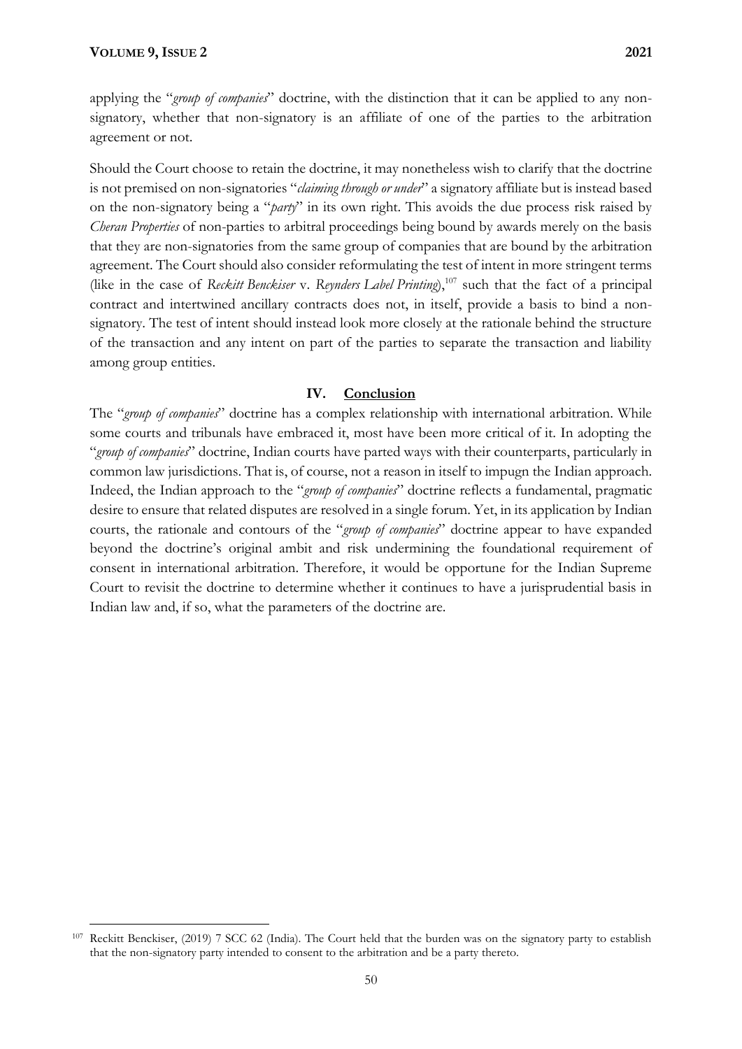applying the "*group of companies*" doctrine, with the distinction that it can be applied to any non-signatory, whether that non-signatory is an affiliate of one of the parties to the arbitration agreement or not.

Should the Court choose to retain the doctrine, it may nonetheless wish to clarify that the doctrine is not premised on non-signatories "*claiming through or under*" a signatory affiliate but is instead based on the non-signatory being a "*party*" in its own right. This avoids the due process risk raised by *Cheran Properties* of non-parties to arbitral proceedings being bound by awards merely on the basis that they are non-signatories from the same group of companies that are bound by the arbitration agreement. The Court should also consider reformulating the test of intent in more stringent terms (like in the case of *Reckitt Benckiser* v. *Reynders Label Printing*),[107] such that the fact of a principal contract and intertwined ancillary contracts does not, in itself, provide a basis to bind a non-signatory. The test of intent should instead look more closely at the rationale behind the structure of the transaction and any intent on part of the parties to separate the transaction and liability among group entities.

## IV. Conclusion

The "*group of companies*" doctrine has a complex relationship with international arbitration. While some courts and tribunals have embraced it, most have been more critical of it. In adopting the "*group of companies*" doctrine, Indian courts have parted ways with their counterparts, particularly in common law jurisdictions. That is, of course, not a reason in itself to impugn the Indian approach. Indeed, the Indian approach to the "*group of companies*" doctrine reflects a fundamental, pragmatic desire to ensure that related disputes are resolved in a single forum. Yet, in its application by Indian courts, the rationale and contours of the "*group of companies*" doctrine appear to have expanded beyond the doctrine's original ambit and risk undermining the foundational requirement of consent in international arbitration. Therefore, it would be opportune for the Indian Supreme Court to revisit the doctrine to determine whether it continues to have a jurisprudential basis in Indian law and, if so, what the parameters of the doctrine are.

---

[107] Reckitt Benckiser, (2019) 7 SCC 62 (India). The Court held that the burden was on the signatory party to establish that the non-signatory party intended to consent to the arbitration and be a party thereto.